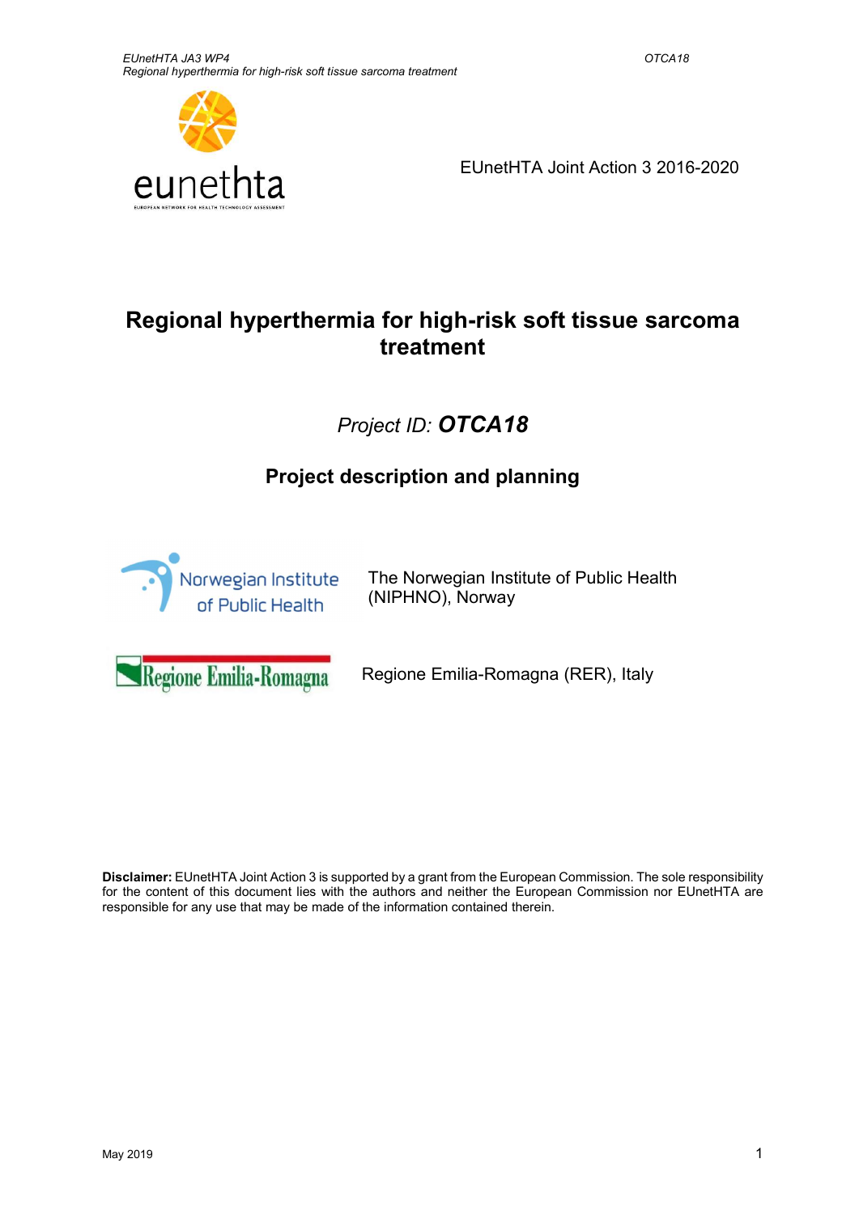EUnetHTA Joint Action 3 2016-2020

# Regional hyperthermia for high-risk soft tissue sarcoma treatment

*Project ID:* ***OTCA18***

## Project description and planning

The Norwegian Institute of Public Health (NIPHNO), Norway

Regione Emilia-Romagna (RER), Italy

**Disclaimer:** EUnetHTA Joint Action 3 is supported by a grant from the European Commission. The sole responsibility for the content of this document lies with the authors and neither the European Commission nor EUnetHTA are responsible for any use that may be made of the information contained therein.

May 2019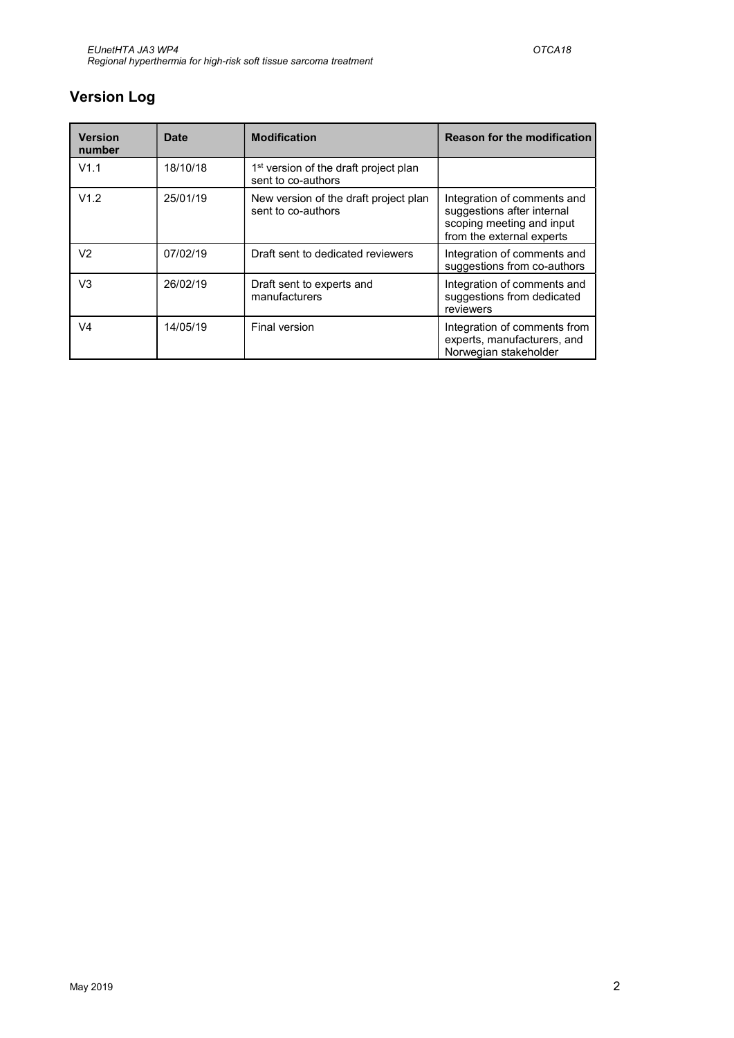## Version Log

| Version number | Date | Modification | Reason for the modification |
|---|---|---|---|
| V1.1 | 18/10/18 | 1st version of the draft project plan sent to co-authors | |
| V1.2 | 25/01/19 | New version of the draft project plan sent to co-authors | Integration of comments and suggestions after internal scoping meeting and input from the external experts |
| V2 | 07/02/19 | Draft sent to dedicated reviewers | Integration of comments and suggestions from co-authors |
| V3 | 26/02/19 | Draft sent to experts and manufacturers | Integration of comments and suggestions from dedicated reviewers |
| V4 | 14/05/19 | Final version | Integration of comments from experts, manufacturers, and Norwegian stakeholder |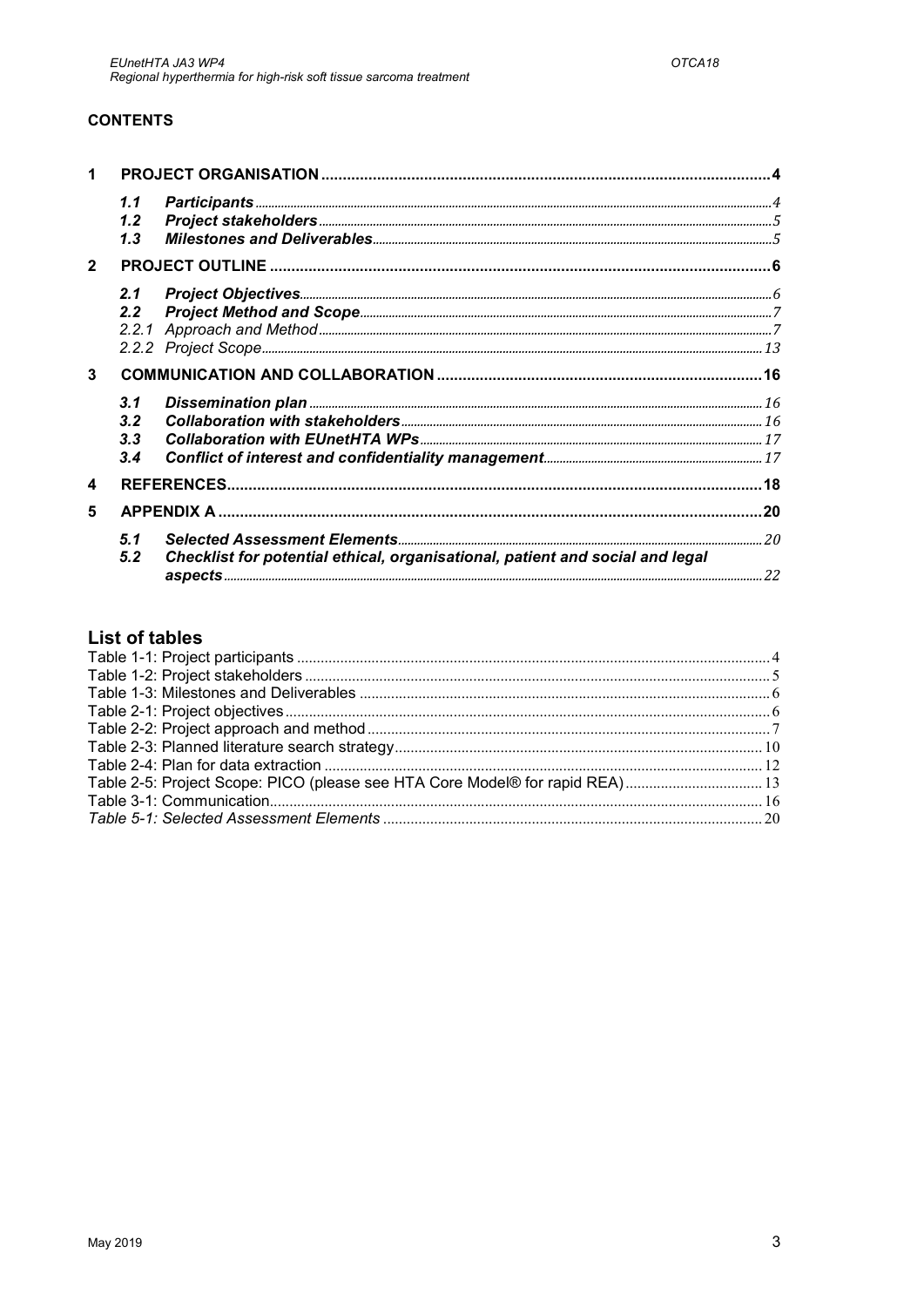**CONTENTS**

1 PROJECT ORGANISATION .......... 4
  1.1 *Participants* .......... 4
  1.2 *Project stakeholders* .......... 5
  1.3 *Milestones and Deliverables* .......... 5
2 PROJECT OUTLINE .......... 6
  2.1 *Project Objectives* .......... 6
  2.2 *Project Method and Scope* .......... 7
  2.2.1 Approach and Method .......... 7
  2.2.2 Project Scope .......... 13
3 COMMUNICATION AND COLLABORATION .......... 16
  3.1 *Dissemination plan* .......... 16
  3.2 *Collaboration with stakeholders* .......... 16
  3.3 *Collaboration with EUnetHTA WPs* .......... 17
  3.4 *Conflict of interest and confidentiality management* .......... 17
4 REFERENCES .......... 18
5 APPENDIX A .......... 20
  5.1 *Selected Assessment Elements* .......... 20
  5.2 *Checklist for potential ethical, organisational, patient and social and legal aspects* .......... 22

## List of tables

Table 1-1: Project participants .......... 4
Table 1-2: Project stakeholders .......... 5
Table 1-3: Milestones and Deliverables .......... 6
Table 2-1: Project objectives .......... 6
Table 2-2: Project approach and method .......... 7
Table 2-3: Planned literature search strategy .......... 10
Table 2-4: Plan for data extraction .......... 12
Table 2-5: Project Scope: PICO (please see HTA Core Model® for rapid REA) .......... 13
Table 3-1: Communication .......... 16
*Table 5-1: Selected Assessment Elements* .......... 20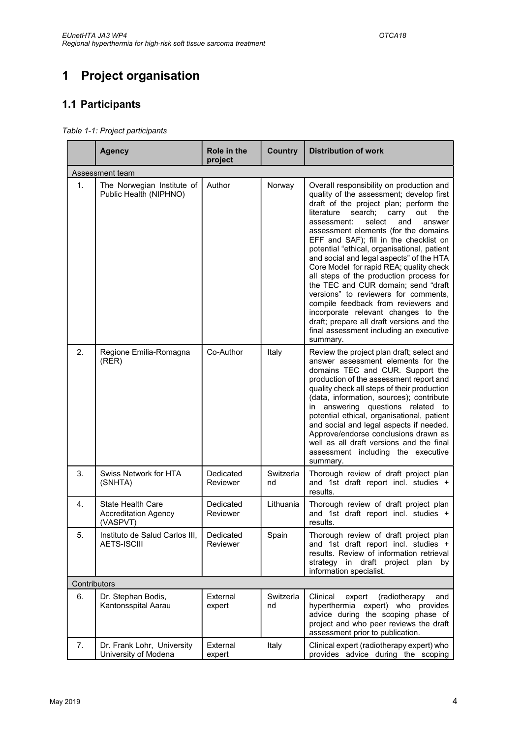# 1 Project organisation

## 1.1 Participants

*Table 1-1: Project participants*

| | Agency | Role in the project | Country | Distribution of work |
|---|---|---|---|---|
| Assessment team | | | | |
| 1. | The Norwegian Institute of Public Health (NIPHNO) | Author | Norway | Overall responsibility on production and quality of the assessment; develop first draft of the project plan; perform the literature search; carry out the assessment: select and answer assessment elements (for the domains EFF and SAF); fill in the checklist on potential "ethical, organisational, patient and social and legal aspects" of the HTA Core Model for rapid REA; quality check all steps of the production process for the TEC and CUR domain; send "draft versions" to reviewers for comments, compile feedback from reviewers and incorporate relevant changes to the draft; prepare all draft versions and the final assessment including an executive summary. |
| 2. | Regione Emilia-Romagna (RER) | Co-Author | Italy | Review the project plan draft; select and answer assessment elements for the domains TEC and CUR. Support the production of the assessment report and quality check all steps of their production (data, information, sources); contribute in answering questions related to potential ethical, organisational, patient and social and legal aspects if needed. Approve/endorse conclusions drawn as well as all draft versions and the final assessment including the executive summary. |
| 3. | Swiss Network for HTA (SNHTA) | Dedicated Reviewer | Switzerland | Thorough review of draft project plan and 1st draft report incl. studies + results. |
| 4. | State Health Care Accreditation Agency (VASPVT) | Dedicated Reviewer | Lithuania | Thorough review of draft project plan and 1st draft report incl. studies + results. |
| 5. | Instituto de Salud Carlos III, AETS-ISCIII | Dedicated Reviewer | Spain | Thorough review of draft project plan and 1st draft report incl. studies + results. Review of information retrieval strategy in draft project plan by information specialist. |
| Contributors | | | | |
| 6. | Dr. Stephan Bodis, Kantonsspital Aarau | External expert | Switzerland | Clinical expert (radiotherapy and hyperthermia expert) who provides advice during the scoping phase of project and who peer reviews the draft assessment prior to publication. |
| 7. | Dr. Frank Lohr, University University of Modena | External expert | Italy | Clinical expert (radiotherapy expert) who provides advice during the scoping |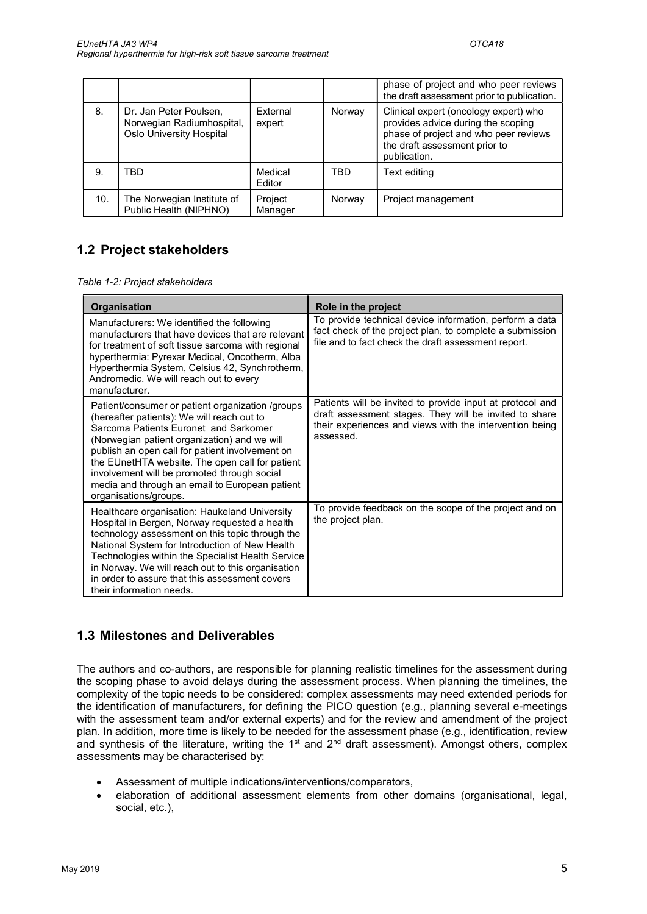| | | | | phase of project and who peer reviews the draft assessment prior to publication. |
|---|---|---|---|---|
| 8. | Dr. Jan Peter Poulsen, Norwegian Radiumhospital, Oslo University Hospital | External expert | Norway | Clinical expert (oncology expert) who provides advice during the scoping phase of project and who peer reviews the draft assessment prior to publication. |
| 9. | TBD | Medical Editor | TBD | Text editing |
| 10. | The Norwegian Institute of Public Health (NIPHNO) | Project Manager | Norway | Project management |

## 1.2 Project stakeholders

*Table 1-2: Project stakeholders*

| Organisation | Role in the project |
|---|---|
| Manufacturers: We identified the following manufacturers that have devices that are relevant for treatment of soft tissue sarcoma with regional hyperthermia: Pyrexar Medical, Oncotherm, Alba Hyperthermia System, Celsius 42, Synchrotherm, Andromedic. We will reach out to every manufacturer. | To provide technical device information, perform a data fact check of the project plan, to complete a submission file and to fact check the draft assessment report. |
| Patient/consumer or patient organization /groups (hereafter patients): We will reach out to Sarcoma Patients Euronet and Sarkomer (Norwegian patient organization) and we will publish an open call for patient involvement on the EUnetHTA website. The open call for patient involvement will be promoted through social media and through an email to European patient organisations/groups. | Patients will be invited to provide input at protocol and draft assessment stages. They will be invited to share their experiences and views with the intervention being assessed. |
| Healthcare organisation: Haukeland University Hospital in Bergen, Norway requested a health technology assessment on this topic through the National System for Introduction of New Health Technologies within the Specialist Health Service in Norway. We will reach out to this organisation in order to assure that this assessment covers their information needs. | To provide feedback on the scope of the project and on the project plan. |

## 1.3 Milestones and Deliverables

The authors and co-authors, are responsible for planning realistic timelines for the assessment during the scoping phase to avoid delays during the assessment process. When planning the timelines, the complexity of the topic needs to be considered: complex assessments may need extended periods for the identification of manufacturers, for defining the PICO question (e.g., planning several e-meetings with the assessment team and/or external experts) and for the review and amendment of the project plan. In addition, more time is likely to be needed for the assessment phase (e.g., identification, review and synthesis of the literature, writing the 1st and 2nd draft assessment). Amongst others, complex assessments may be characterised by:

- Assessment of multiple indications/interventions/comparators,
- elaboration of additional assessment elements from other domains (organisational, legal, social, etc.),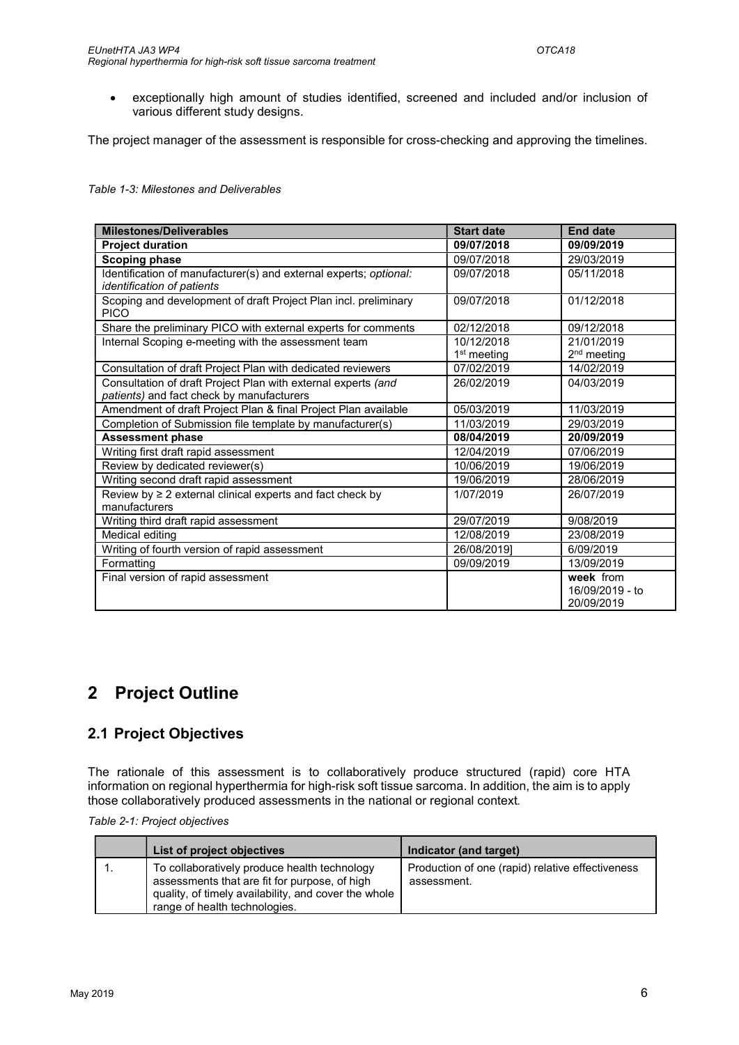- exceptionally high amount of studies identified, screened and included and/or inclusion of various different study designs.

The project manager of the assessment is responsible for cross-checking and approving the timelines.

*Table 1-3: Milestones and Deliverables*

| Milestones/Deliverables | Start date | End date |
|---|---|---|
| **Project duration** | **09/07/2018** | **09/09/2019** |
| **Scoping phase** | 09/07/2018 | 29/03/2019 |
| Identification of manufacturer(s) and external experts; *optional: identification of patients* | 09/07/2018 | 05/11/2018 |
| Scoping and development of draft Project Plan incl. preliminary PICO | 09/07/2018 | 01/12/2018 |
| Share the preliminary PICO with external experts for comments | 02/12/2018 | 09/12/2018 |
| Internal Scoping e-meeting with the assessment team | 10/12/2018 1st meeting | 21/01/2019 2nd meeting |
| Consultation of draft Project Plan with dedicated reviewers | 07/02/2019 | 14/02/2019 |
| Consultation of draft Project Plan with external experts *(and patients)* and fact check by manufacturers | 26/02/2019 | 04/03/2019 |
| Amendment of draft Project Plan & final Project Plan available | 05/03/2019 | 11/03/2019 |
| Completion of Submission file template by manufacturer(s) | 11/03/2019 | 29/03/2019 |
| **Assessment phase** | **08/04/2019** | **20/09/2019** |
| Writing first draft rapid assessment | 12/04/2019 | 07/06/2019 |
| Review by dedicated reviewer(s) | 10/06/2019 | 19/06/2019 |
| Writing second draft rapid assessment | 19/06/2019 | 28/06/2019 |
| Review by ≥ 2 external clinical experts and fact check by manufacturers | 1/07/2019 | 26/07/2019 |
| Writing third draft rapid assessment | 29/07/2019 | 9/08/2019 |
| Medical editing | 12/08/2019 | 23/08/2019 |
| Writing of fourth version of rapid assessment | 26/08/2019] | 6/09/2019 |
| Formatting | 09/09/2019 | 13/09/2019 |
| Final version of rapid assessment | | **week** from 16/09/2019 - to 20/09/2019 |

# 2 Project Outline

## 2.1 Project Objectives

The rationale of this assessment is to collaboratively produce structured (rapid) core HTA information on regional hyperthermia for high-risk soft tissue sarcoma. In addition, the aim is to apply those collaboratively produced assessments in the national or regional context.

*Table 2-1: Project objectives*

| | List of project objectives | Indicator (and target) |
|---|---|---|
| 1. | To collaboratively produce health technology assessments that are fit for purpose, of high quality, of timely availability, and cover the whole range of health technologies. | Production of one (rapid) relative effectiveness assessment. |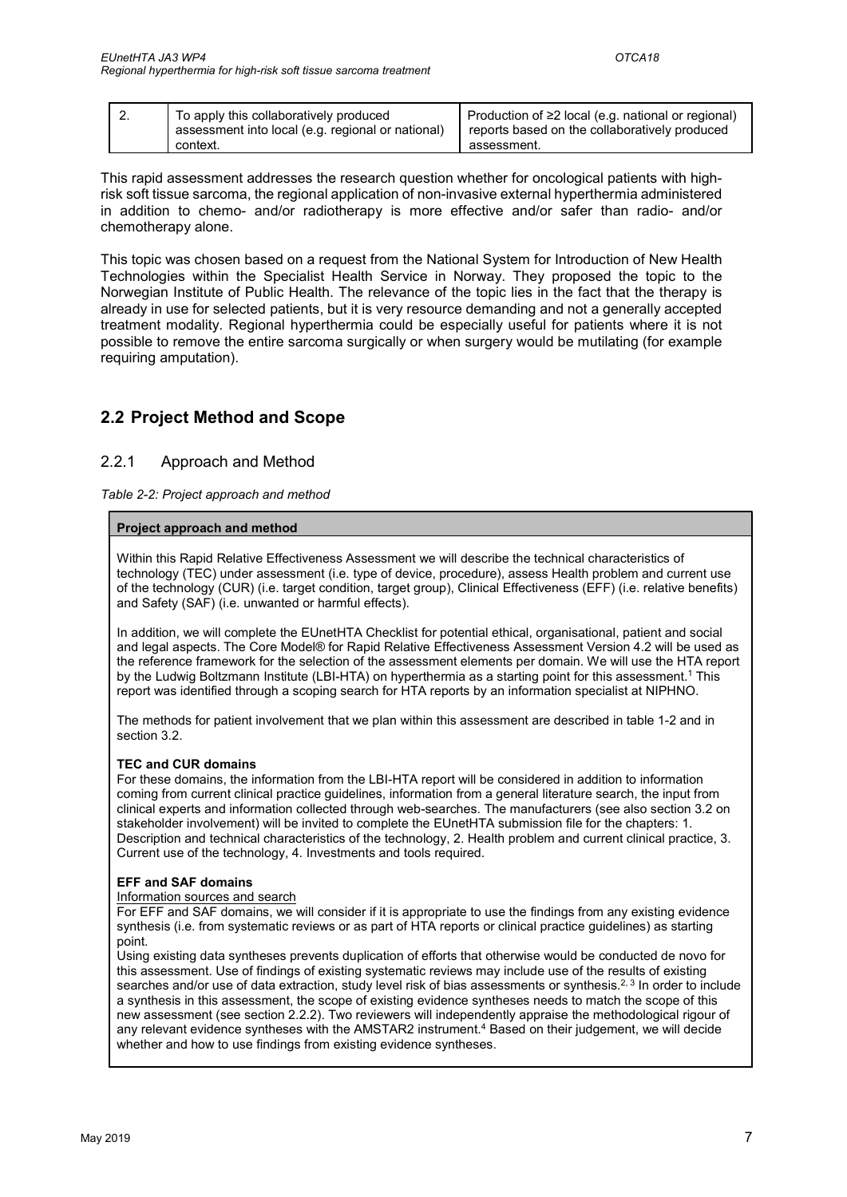| 2. | To apply this collaboratively produced assessment into local (e.g. regional or national) context. | Production of ≥2 local (e.g. national or regional) reports based on the collaboratively produced assessment. |
|---|---|---|

This rapid assessment addresses the research question whether for oncological patients with high-risk soft tissue sarcoma, the regional application of non-invasive external hyperthermia administered in addition to chemo- and/or radiotherapy is more effective and/or safer than radio- and/or chemotherapy alone.

This topic was chosen based on a request from the National System for Introduction of New Health Technologies within the Specialist Health Service in Norway. They proposed the topic to the Norwegian Institute of Public Health. The relevance of the topic lies in the fact that the therapy is already in use for selected patients, but it is very resource demanding and not a generally accepted treatment modality. Regional hyperthermia could be especially useful for patients where it is not possible to remove the entire sarcoma surgically or when surgery would be mutilating (for example requiring amputation).

## 2.2 Project Method and Scope

### 2.2.1 Approach and Method

*Table 2-2: Project approach and method*

| **Project approach and method** |
|---|
| Within this Rapid Relative Effectiveness Assessment we will describe the technical characteristics of technology (TEC) under assessment (i.e. type of device, procedure), assess Health problem and current use of the technology (CUR) (i.e. target condition, target group), Clinical Effectiveness (EFF) (i.e. relative benefits) and Safety (SAF) (i.e. unwanted or harmful effects).<br><br>In addition, we will complete the EUnetHTA Checklist for potential ethical, organisational, patient and social and legal aspects. The Core Model® for Rapid Relative Effectiveness Assessment Version 4.2 will be used as the reference framework for the selection of the assessment elements per domain. We will use the HTA report by the Ludwig Boltzmann Institute (LBI-HTA) on hyperthermia as a starting point for this assessment.[1] This report was identified through a scoping search for HTA reports by an information specialist at NIPHNO.<br><br>The methods for patient involvement that we plan within this assessment are described in table 1-2 and in section 3.2.<br><br>**TEC and CUR domains**<br>For these domains, the information from the LBI-HTA report will be considered in addition to information coming from current clinical practice guidelines, information from a general literature search, the input from clinical experts and information collected through web-searches. The manufacturers (see also section 3.2 on stakeholder involvement) will be invited to complete the EUnetHTA submission file for the chapters: 1. Description and technical characteristics of the technology, 2. Health problem and current clinical practice, 3. Current use of the technology, 4. Investments and tools required.<br><br>**EFF and SAF domains**<br><u>Information sources and search</u><br>For EFF and SAF domains, we will consider if it is appropriate to use the findings from any existing evidence synthesis (i.e. from systematic reviews or as part of HTA reports or clinical practice guidelines) as starting point.<br>Using existing data syntheses prevents duplication of efforts that otherwise would be conducted de novo for this assessment. Use of findings of existing systematic reviews may include use of the results of existing searches and/or use of data extraction, study level risk of bias assessments or synthesis.[2, 3] In order to include a synthesis in this assessment, the scope of existing evidence syntheses needs to match the scope of this new assessment (see section 2.2.2). Two reviewers will independently appraise the methodological rigour of any relevant evidence syntheses with the AMSTAR2 instrument.[4] Based on their judgement, we will decide whether and how to use findings from existing evidence syntheses. |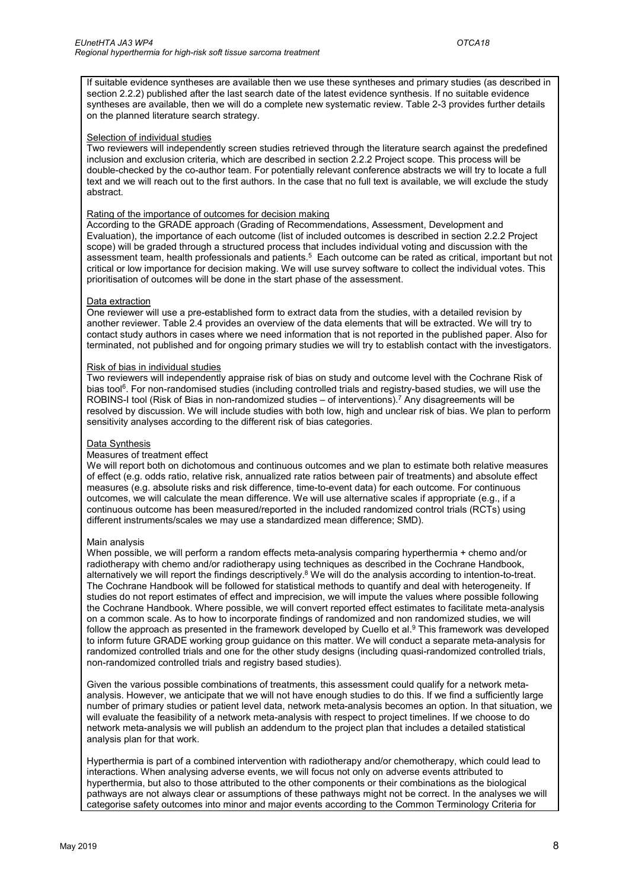If suitable evidence syntheses are available then we use these syntheses and primary studies (as described in section 2.2.2) published after the last search date of the latest evidence synthesis. If no suitable evidence syntheses are available, then we will do a complete new systematic review. Table 2-3 provides further details on the planned literature search strategy.

Selection of individual studies

Two reviewers will independently screen studies retrieved through the literature search against the predefined inclusion and exclusion criteria, which are described in section 2.2.2 Project scope. This process will be double-checked by the co-author team. For potentially relevant conference abstracts we will try to locate a full text and we will reach out to the first authors. In the case that no full text is available, we will exclude the study abstract.

Rating of the importance of outcomes for decision making

According to the GRADE approach (Grading of Recommendations, Assessment, Development and Evaluation), the importance of each outcome (list of included outcomes is described in section 2.2.2 Project scope) will be graded through a structured process that includes individual voting and discussion with the assessment team, health professionals and patients.[5] Each outcome can be rated as critical, important but not critical or low importance for decision making. We will use survey software to collect the individual votes. This prioritisation of outcomes will be done in the start phase of the assessment.

Data extraction

One reviewer will use a pre-established form to extract data from the studies, with a detailed revision by another reviewer. Table 2.4 provides an overview of the data elements that will be extracted. We will try to contact study authors in cases where we need information that is not reported in the published paper. Also for terminated, not published and for ongoing primary studies we will try to establish contact with the investigators.

Risk of bias in individual studies

Two reviewers will independently appraise risk of bias on study and outcome level with the Cochrane Risk of bias tool[6]. For non-randomised studies (including controlled trials and registry-based studies, we will use the ROBINS-I tool (Risk of Bias in non-randomized studies – of interventions).[7] Any disagreements will be resolved by discussion. We will include studies with both low, high and unclear risk of bias. We plan to perform sensitivity analyses according to the different risk of bias categories.

Data Synthesis

Measures of treatment effect

We will report both on dichotomous and continuous outcomes and we plan to estimate both relative measures of effect (e.g. odds ratio, relative risk, annualized rate ratios between pair of treatments) and absolute effect measures (e.g. absolute risks and risk difference, time-to-event data) for each outcome. For continuous outcomes, we will calculate the mean difference. We will use alternative scales if appropriate (e.g., if a continuous outcome has been measured/reported in the included randomized control trials (RCTs) using different instruments/scales we may use a standardized mean difference; SMD).

Main analysis

When possible, we will perform a random effects meta-analysis comparing hyperthermia + chemo and/or radiotherapy with chemo and/or radiotherapy using techniques as described in the Cochrane Handbook, alternatively we will report the findings descriptively.[8] We will do the analysis according to intention-to-treat. The Cochrane Handbook will be followed for statistical methods to quantify and deal with heterogeneity. If studies do not report estimates of effect and imprecision, we will impute the values where possible following the Cochrane Handbook. Where possible, we will convert reported effect estimates to facilitate meta-analysis on a common scale. As to how to incorporate findings of randomized and non randomized studies, we will follow the approach as presented in the framework developed by Cuello et al.[9] This framework was developed to inform future GRADE working group guidance on this matter. We will conduct a separate meta-analysis for randomized controlled trials and one for the other study designs (including quasi-randomized controlled trials, non-randomized controlled trials and registry based studies).

Given the various possible combinations of treatments, this assessment could qualify for a network meta-analysis. However, we anticipate that we will not have enough studies to do this. If we find a sufficiently large number of primary studies or patient level data, network meta-analysis becomes an option. In that situation, we will evaluate the feasibility of a network meta-analysis with respect to project timelines. If we choose to do network meta-analysis we will publish an addendum to the project plan that includes a detailed statistical analysis plan for that work.

Hyperthermia is part of a combined intervention with radiotherapy and/or chemotherapy, which could lead to interactions. When analysing adverse events, we will focus not only on adverse events attributed to hyperthermia, but also to those attributed to the other components or their combinations as the biological pathways are not always clear or assumptions of these pathways might not be correct. In the analyses we will categorise safety outcomes into minor and major events according to the Common Terminology Criteria for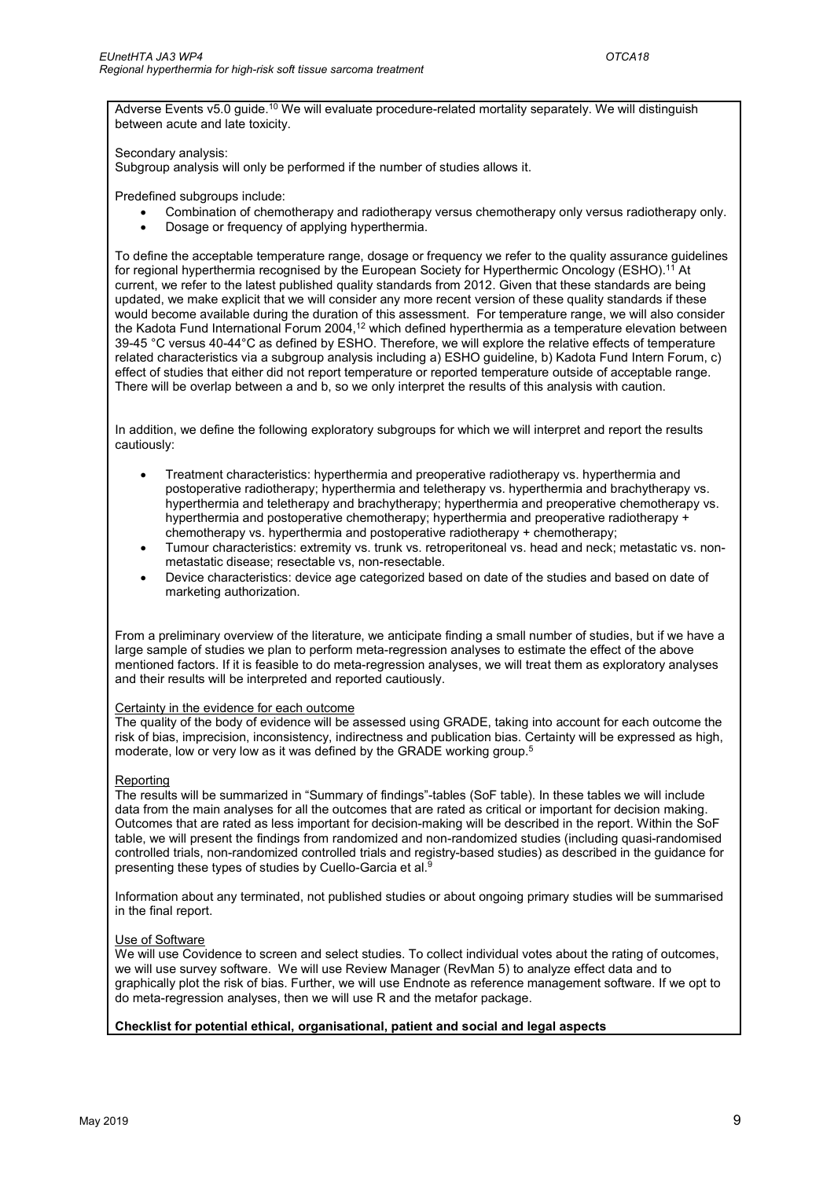Adverse Events v5.0 guide.[10] We will evaluate procedure-related mortality separately. We will distinguish between acute and late toxicity.

Secondary analysis:
Subgroup analysis will only be performed if the number of studies allows it.

Predefined subgroups include:

- Combination of chemotherapy and radiotherapy versus chemotherapy only versus radiotherapy only.
- Dosage or frequency of applying hyperthermia.

To define the acceptable temperature range, dosage or frequency we refer to the quality assurance guidelines for regional hyperthermia recognised by the European Society for Hyperthermic Oncology (ESHO).[11] At current, we refer to the latest published quality standards from 2012. Given that these standards are being updated, we make explicit that we will consider any more recent version of these quality standards if these would become available during the duration of this assessment. For temperature range, we will also consider the Kadota Fund International Forum 2004,[12] which defined hyperthermia as a temperature elevation between 39-45 °C versus 40-44°C as defined by ESHO. Therefore, we will explore the relative effects of temperature related characteristics via a subgroup analysis including a) ESHO guideline, b) Kadota Fund Intern Forum, c) effect of studies that either did not report temperature or reported temperature outside of acceptable range. There will be overlap between a and b, so we only interpret the results of this analysis with caution.

In addition, we define the following exploratory subgroups for which we will interpret and report the results cautiously:

- Treatment characteristics: hyperthermia and preoperative radiotherapy vs. hyperthermia and postoperative radiotherapy; hyperthermia and teletherapy vs. hyperthermia and brachytherapy vs. hyperthermia and teletherapy and brachytherapy; hyperthermia and preoperative chemotherapy vs. hyperthermia and postoperative chemotherapy; hyperthermia and preoperative radiotherapy + chemotherapy vs. hyperthermia and postoperative radiotherapy + chemotherapy;
- Tumour characteristics: extremity vs. trunk vs. retroperitoneal vs. head and neck; metastatic vs. non-metastatic disease; resectable vs, non-resectable.
- Device characteristics: device age categorized based on date of the studies and based on date of marketing authorization.

From a preliminary overview of the literature, we anticipate finding a small number of studies, but if we have a large sample of studies we plan to perform meta-regression analyses to estimate the effect of the above mentioned factors. If it is feasible to do meta-regression analyses, we will treat them as exploratory analyses and their results will be interpreted and reported cautiously.

Certainty in the evidence for each outcome

The quality of the body of evidence will be assessed using GRADE, taking into account for each outcome the risk of bias, imprecision, inconsistency, indirectness and publication bias. Certainty will be expressed as high, moderate, low or very low as it was defined by the GRADE working group.[5]

Reporting

The results will be summarized in "Summary of findings"-tables (SoF table). In these tables we will include data from the main analyses for all the outcomes that are rated as critical or important for decision making. Outcomes that are rated as less important for decision-making will be described in the report. Within the SoF table, we will present the findings from randomized and non-randomized studies (including quasi-randomised controlled trials, non-randomized controlled trials and registry-based studies) as described in the guidance for presenting these types of studies by Cuello-Garcia et al.[9]

Information about any terminated, not published studies or about ongoing primary studies will be summarised in the final report.

Use of Software

We will use Covidence to screen and select studies. To collect individual votes about the rating of outcomes, we will use survey software. We will use Review Manager (RevMan 5) to analyze effect data and to graphically plot the risk of bias. Further, we will use Endnote as reference management software. If we opt to do meta-regression analyses, then we will use R and the metafor package.

**Checklist for potential ethical, organisational, patient and social and legal aspects**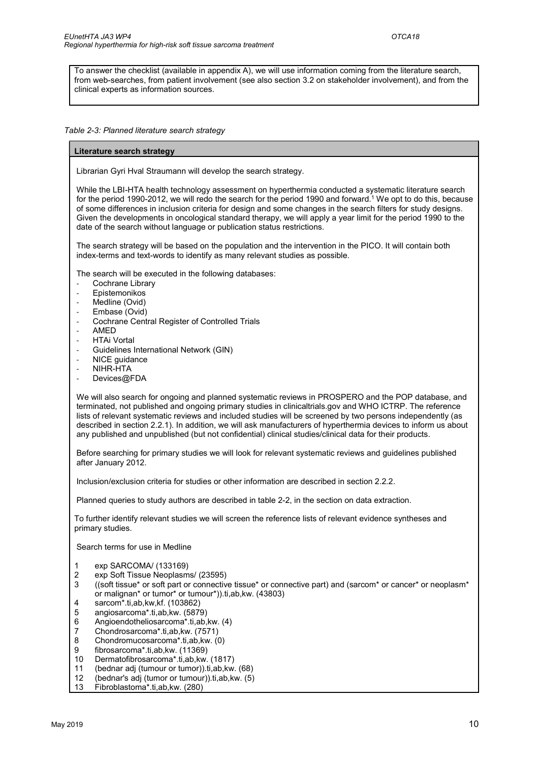To answer the checklist (available in appendix A), we will use information coming from the literature search, from web-searches, from patient involvement (see also section 3.2 on stakeholder involvement), and from the clinical experts as information sources.

*Table 2-3: Planned literature search strategy*

| **Literature search strategy** |
| --- |

Librarian Gyri Hval Straumann will develop the search strategy.

While the LBI-HTA health technology assessment on hyperthermia conducted a systematic literature search for the period 1990-2012, we will redo the search for the period 1990 and forward.[1] We opt to do this, because of some differences in inclusion criteria for design and some changes in the search filters for study designs. Given the developments in oncological standard therapy, we will apply a year limit for the period 1990 to the date of the search without language or publication status restrictions.

The search strategy will be based on the population and the intervention in the PICO. It will contain both index-terms and text-words to identify as many relevant studies as possible.

The search will be executed in the following databases:

- Cochrane Library
- Epistemonikos
- Medline (Ovid)
- Embase (Ovid)
- Cochrane Central Register of Controlled Trials
- AMED
- HTAi Vortal
- Guidelines International Network (GIN)
- NICE guidance
- NIHR-HTA
- Devices@FDA

We will also search for ongoing and planned systematic reviews in PROSPERO and the POP database, and terminated, not published and ongoing primary studies in clinicaltrials.gov and WHO ICTRP. The reference lists of relevant systematic reviews and included studies will be screened by two persons independently (as described in section 2.2.1). In addition, we will ask manufacturers of hyperthermia devices to inform us about any published and unpublished (but not confidential) clinical studies/clinical data for their products.

Before searching for primary studies we will look for relevant systematic reviews and guidelines published after January 2012.

Inclusion/exclusion criteria for studies or other information are described in section 2.2.2.

Planned queries to study authors are described in table 2-2, in the section on data extraction.

To further identify relevant studies we will screen the reference lists of relevant evidence syntheses and primary studies.

Search terms for use in Medline

1 exp SARCOMA/ (133169)
2 exp Soft Tissue Neoplasms/ (23595)
3 ((soft tissue* or soft part or connective tissue* or connective part) and (sarcom* or cancer* or neoplasm* or malignan* or tumor* or tumour*)).ti,ab,kw. (43803)
4 sarcom*.ti,ab,kw,kf. (103862)
5 angiosarcoma*.ti,ab,kw. (5879)
6 Angioendotheliosarcoma*.ti,ab,kw. (4)
7 Chondrosarcoma*.ti,ab,kw. (7571)
8 Chondromucosarcoma*.ti,ab,kw. (0)
9 fibrosarcoma*.ti,ab,kw. (11369)
10 Dermatofibrosarcoma*.ti,ab,kw. (1817)
11 (bednar adj (tumour or tumor)).ti,ab,kw. (68)
12 (bednar's adj (tumor or tumour)).ti,ab,kw. (5)
13 Fibroblastoma*.ti,ab,kw. (280)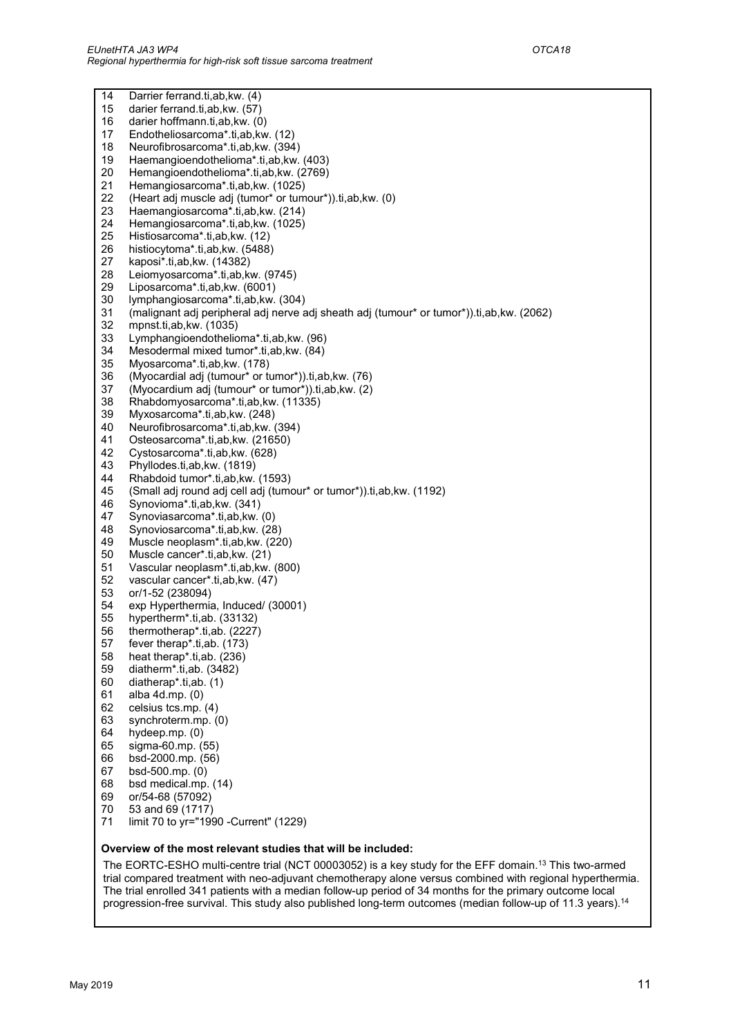14 Darrier ferrand.ti,ab,kw. (4)
15 darier ferrand.ti,ab,kw. (57)
16 darier hoffmann.ti,ab,kw. (0)
17 Endotheliosarcoma*.ti,ab,kw. (12)
18 Neurofibrosarcoma*.ti,ab,kw. (394)
19 Haemangioendothelioma*.ti,ab,kw. (403)
20 Hemangioendothelioma*.ti,ab,kw. (2769)
21 Hemangiosarcoma*.ti,ab,kw. (1025)
22 (Heart adj muscle adj (tumor* or tumour*)).ti,ab,kw. (0)
23 Haemangiosarcoma*.ti,ab,kw. (214)
24 Hemangiosarcoma*.ti,ab,kw. (1025)
25 Histiosarcoma*.ti,ab,kw. (12)
26 histiocytoma*.ti,ab,kw. (5488)
27 kaposi*.ti,ab,kw. (14382)
28 Leiomyosarcoma*.ti,ab,kw. (9745)
29 Liposarcoma*.ti,ab,kw. (6001)
30 lymphangiosarcoma*.ti,ab,kw. (304)
31 (malignant adj peripheral adj nerve adj sheath adj (tumour* or tumor*)).ti,ab,kw. (2062)
32 mpnst.ti,ab,kw. (1035)
33 Lymphangioendothelioma*.ti,ab,kw. (96)
34 Mesodermal mixed tumor*.ti,ab,kw. (84)
35 Myosarcoma*.ti,ab,kw. (178)
36 (Myocardial adj (tumour* or tumor*)).ti,ab,kw. (76)
37 (Myocardium adj (tumour* or tumor*)).ti,ab,kw. (2)
38 Rhabdomyosarcoma*.ti,ab,kw. (11335)
39 Myxosarcoma*.ti,ab,kw. (248)
40 Neurofibrosarcoma*.ti,ab,kw. (394)
41 Osteosarcoma*.ti,ab,kw. (21650)
42 Cystosarcoma*.ti,ab,kw. (628)
43 Phyllodes.ti,ab,kw. (1819)
44 Rhabdoid tumor*.ti,ab,kw. (1593)
45 (Small adj round adj cell adj (tumour* or tumor*)).ti,ab,kw. (1192)
46 Synovioma*.ti,ab,kw. (341)
47 Synoviasarcoma*.ti,ab,kw. (0)
48 Synoviosarcoma*.ti,ab,kw. (28)
49 Muscle neoplasm*.ti,ab,kw. (220)
50 Muscle cancer*.ti,ab,kw. (21)
51 Vascular neoplasm*.ti,ab,kw. (800)
52 vascular cancer*.ti,ab,kw. (47)
53 or/1-52 (238094)
54 exp Hyperthermia, Induced/ (30001)
55 hypertherm*.ti,ab. (33132)
56 thermotherap*.ti,ab. (2227)
57 fever therap*.ti,ab. (173)
58 heat therap*.ti,ab. (236)
59 diatherm*.ti,ab. (3482)
60 diatherap*.ti,ab. (1)
61 alba 4d.mp. (0)
62 celsius tcs.mp. (4)
63 synchroterm.mp. (0)
64 hydeep.mp. (0)
65 sigma-60.mp. (55)
66 bsd-2000.mp. (56)
67 bsd-500.mp. (0)
68 bsd medical.mp. (14)
69 or/54-68 (57092)
70 53 and 69 (1717)
71 limit 70 to yr="1990 -Current" (1229)

**Overview of the most relevant studies that will be included:**

The EORTC-ESHO multi-centre trial (NCT 00003052) is a key study for the EFF domain.[13] This two-armed trial compared treatment with neo-adjuvant chemotherapy alone versus combined with regional hyperthermia. The trial enrolled 341 patients with a median follow-up period of 34 months for the primary outcome local progression-free survival. This study also published long-term outcomes (median follow-up of 11.3 years).[14]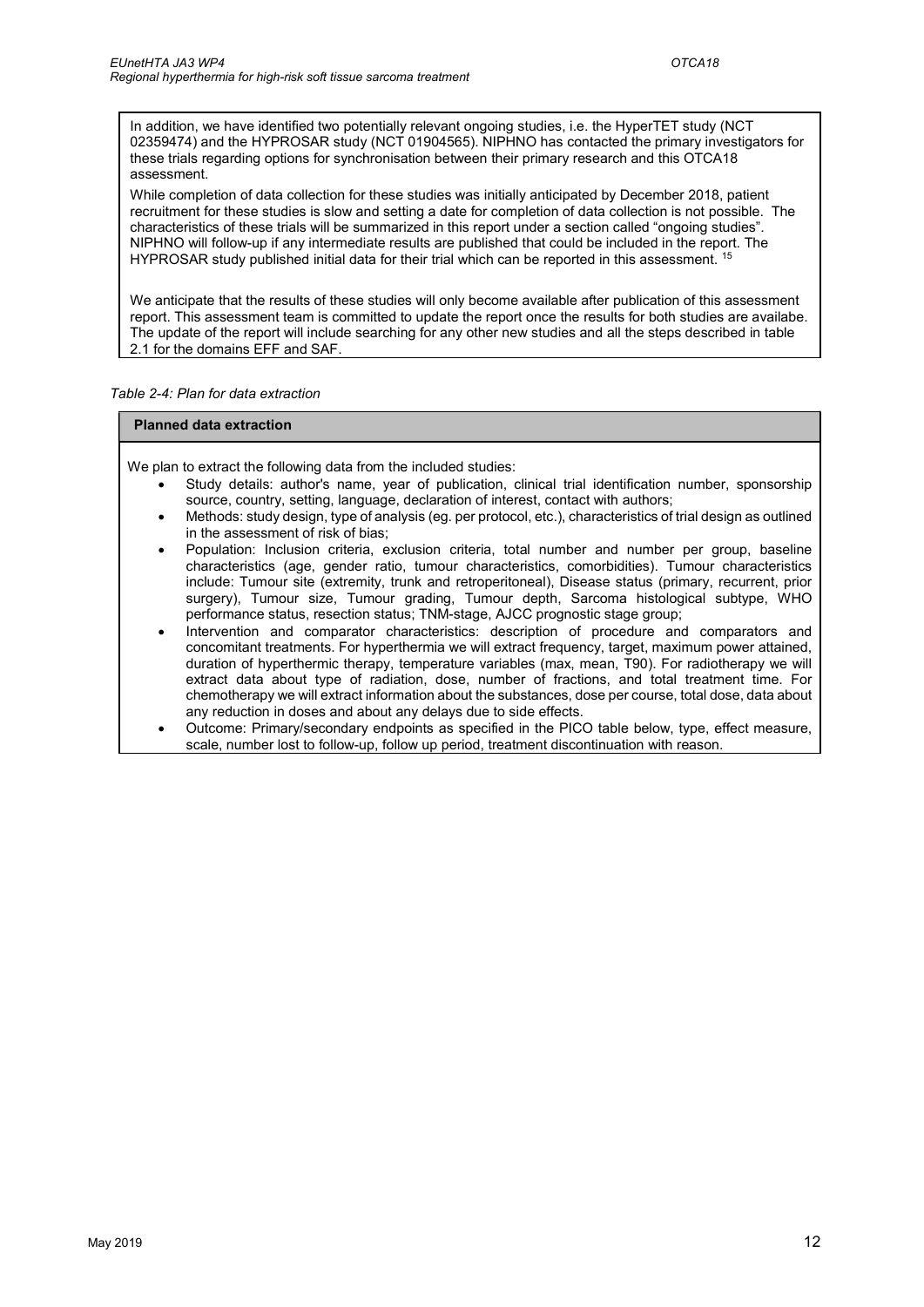In addition, we have identified two potentially relevant ongoing studies, i.e. the HyperTET study (NCT 02359474) and the HYPROSAR study (NCT 01904565). NIPHNO has contacted the primary investigators for these trials regarding options for synchronisation between their primary research and this OTCA18 assessment.

While completion of data collection for these studies was initially anticipated by December 2018, patient recruitment for these studies is slow and setting a date for completion of data collection is not possible. The characteristics of these trials will be summarized in this report under a section called "ongoing studies". NIPHNO will follow-up if any intermediate results are published that could be included in the report. The HYPROSAR study published initial data for their trial which can be reported in this assessment. [15]

We anticipate that the results of these studies will only become available after publication of this assessment report. This assessment team is committed to update the report once the results for both studies are availabe. The update of the report will include searching for any other new studies and all the steps described in table 2.1 for the domains EFF and SAF.

*Table 2-4: Plan for data extraction*

| Planned data extraction |
|---|
| We plan to extract the following data from the included studies:<br>• Study details: author's name, year of publication, clinical trial identification number, sponsorship source, country, setting, language, declaration of interest, contact with authors;<br>• Methods: study design, type of analysis (eg. per protocol, etc.), characteristics of trial design as outlined in the assessment of risk of bias;<br>• Population: Inclusion criteria, exclusion criteria, total number and number per group, baseline characteristics (age, gender ratio, tumour characteristics, comorbidities). Tumour characteristics include: Tumour site (extremity, trunk and retroperitoneal), Disease status (primary, recurrent, prior surgery), Tumour size, Tumour grading, Tumour depth, Sarcoma histological subtype, WHO performance status, resection status; TNM-stage, AJCC prognostic stage group;<br>• Intervention and comparator characteristics: description of procedure and comparators and concomitant treatments. For hyperthermia we will extract frequency, target, maximum power attained, duration of hyperthermic therapy, temperature variables (max, mean, T90). For radiotherapy we will extract data about type of radiation, dose, number of fractions, and total treatment time. For chemotherapy we will extract information about the substances, dose per course, total dose, data about any reduction in doses and about any delays due to side effects.<br>• Outcome: Primary/secondary endpoints as specified in the PICO table below, type, effect measure, scale, number lost to follow-up, follow up period, treatment discontinuation with reason. |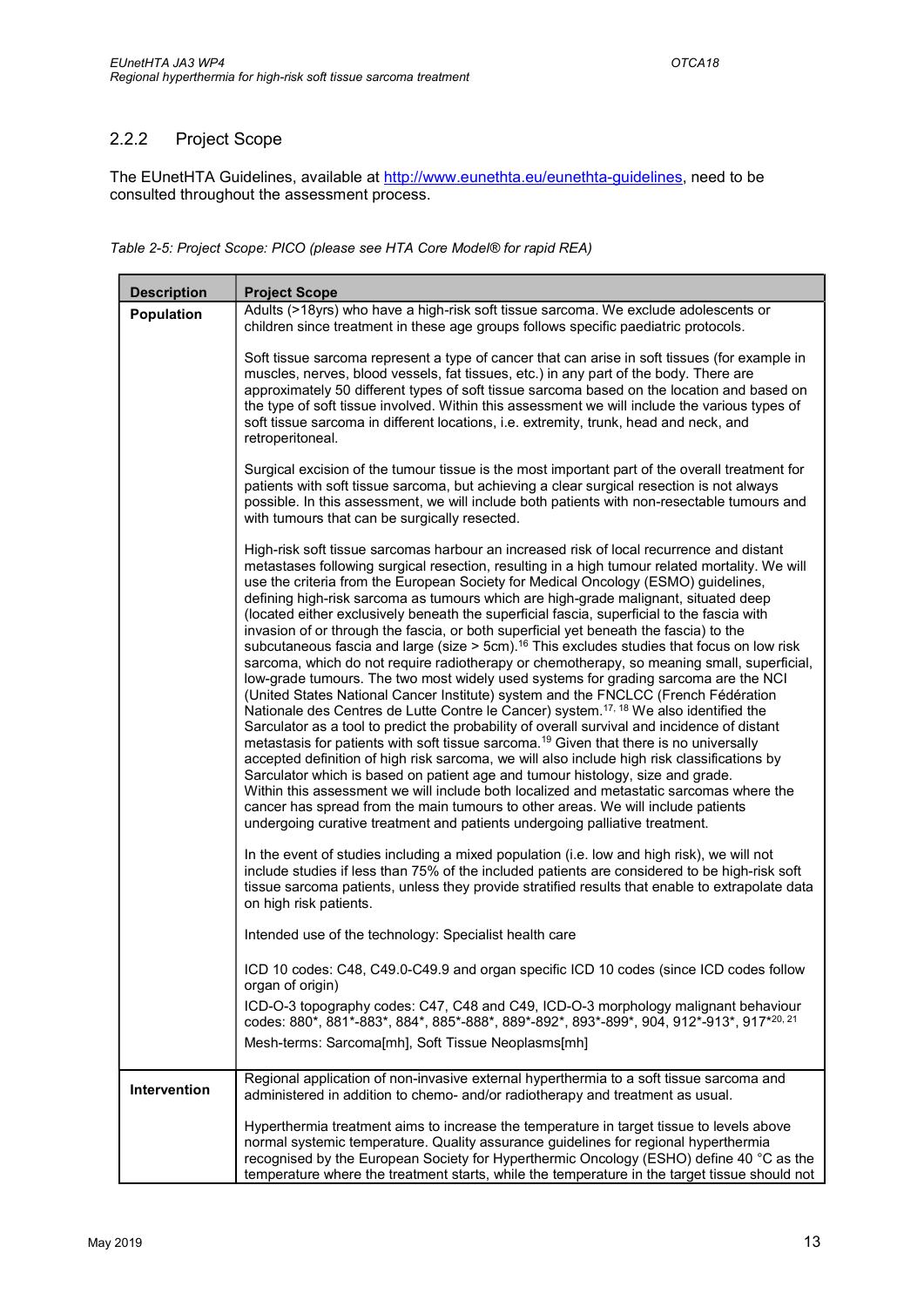### 2.2.2 Project Scope

The EUnetHTA Guidelines, available at http://www.eunethta.eu/eunethta-guidelines, need to be consulted throughout the assessment process.

*Table 2-5: Project Scope: PICO (please see HTA Core Model® for rapid REA)*

| Description | Project Scope |
|---|---|
| **Population** | Adults (>18yrs) who have a high-risk soft tissue sarcoma. We exclude adolescents or children since treatment in these age groups follows specific paediatric protocols.<br><br>Soft tissue sarcoma represent a type of cancer that can arise in soft tissues (for example in muscles, nerves, blood vessels, fat tissues, etc.) in any part of the body. There are approximately 50 different types of soft tissue sarcoma based on the location and based on the type of soft tissue involved. Within this assessment we will include the various types of soft tissue sarcoma in different locations, i.e. extremity, trunk, head and neck, and retroperitoneal.<br><br>Surgical excision of the tumour tissue is the most important part of the overall treatment for patients with soft tissue sarcoma, but achieving a clear surgical resection is not always possible. In this assessment, we will include both patients with non-resectable tumours and with tumours that can be surgically resected.<br><br>High-risk soft tissue sarcomas harbour an increased risk of local recurrence and distant metastases following surgical resection, resulting in a high tumour related mortality. We will use the criteria from the European Society for Medical Oncology (ESMO) guidelines, defining high-risk sarcoma as tumours which are high-grade malignant, situated deep (located either exclusively beneath the superficial fascia, superficial to the fascia with invasion of or through the fascia, or both superficial yet beneath the fascia) to the subcutaneous fascia and large (size > 5cm).[16] This excludes studies that focus on low risk sarcoma, which do not require radiotherapy or chemotherapy, so meaning small, superficial, low-grade tumours. The two most widely used systems for grading sarcoma are the NCI (United States National Cancer Institute) system and the FNCLCC (French Fédération Nationale des Centres de Lutte Contre le Cancer) system.[17, 18] We also identified the Sarculator as a tool to predict the probability of overall survival and incidence of distant metastasis for patients with soft tissue sarcoma.[19] Given that there is no universally accepted definition of high risk sarcoma, we will also include high risk classifications by Sarculator which is based on patient age and tumour histology, size and grade.<br>Within this assessment we will include both localized and metastatic sarcomas where the cancer has spread from the main tumours to other areas. We will include patients undergoing curative treatment and patients undergoing palliative treatment.<br><br>In the event of studies including a mixed population (i.e. low and high risk), we will not include studies if less than 75% of the included patients are considered to be high-risk soft tissue sarcoma patients, unless they provide stratified results that enable to extrapolate data on high risk patients.<br><br>Intended use of the technology: Specialist health care<br><br>ICD 10 codes: C48, C49.0-C49.9 and organ specific ICD 10 codes (since ICD codes follow organ of origin)<br>ICD-O-3 topography codes: C47, C48 and C49, ICD-O-3 morphology malignant behaviour codes: 880*, 881*-883*, 884*, 885*-888*, 889*-892*, 893*-899*, 904, 912*-913*, 917*[20, 21]<br>Mesh-terms: Sarcoma[mh], Soft Tissue Neoplasms[mh] |
| **Intervention** | Regional application of non-invasive external hyperthermia to a soft tissue sarcoma and administered in addition to chemo- and/or radiotherapy and treatment as usual.<br><br>Hyperthermia treatment aims to increase the temperature in target tissue to levels above normal systemic temperature. Quality assurance guidelines for regional hyperthermia recognised by the European Society for Hyperthermic Oncology (ESHO) define 40 °C as the temperature where the treatment starts, while the temperature in the target tissue should not |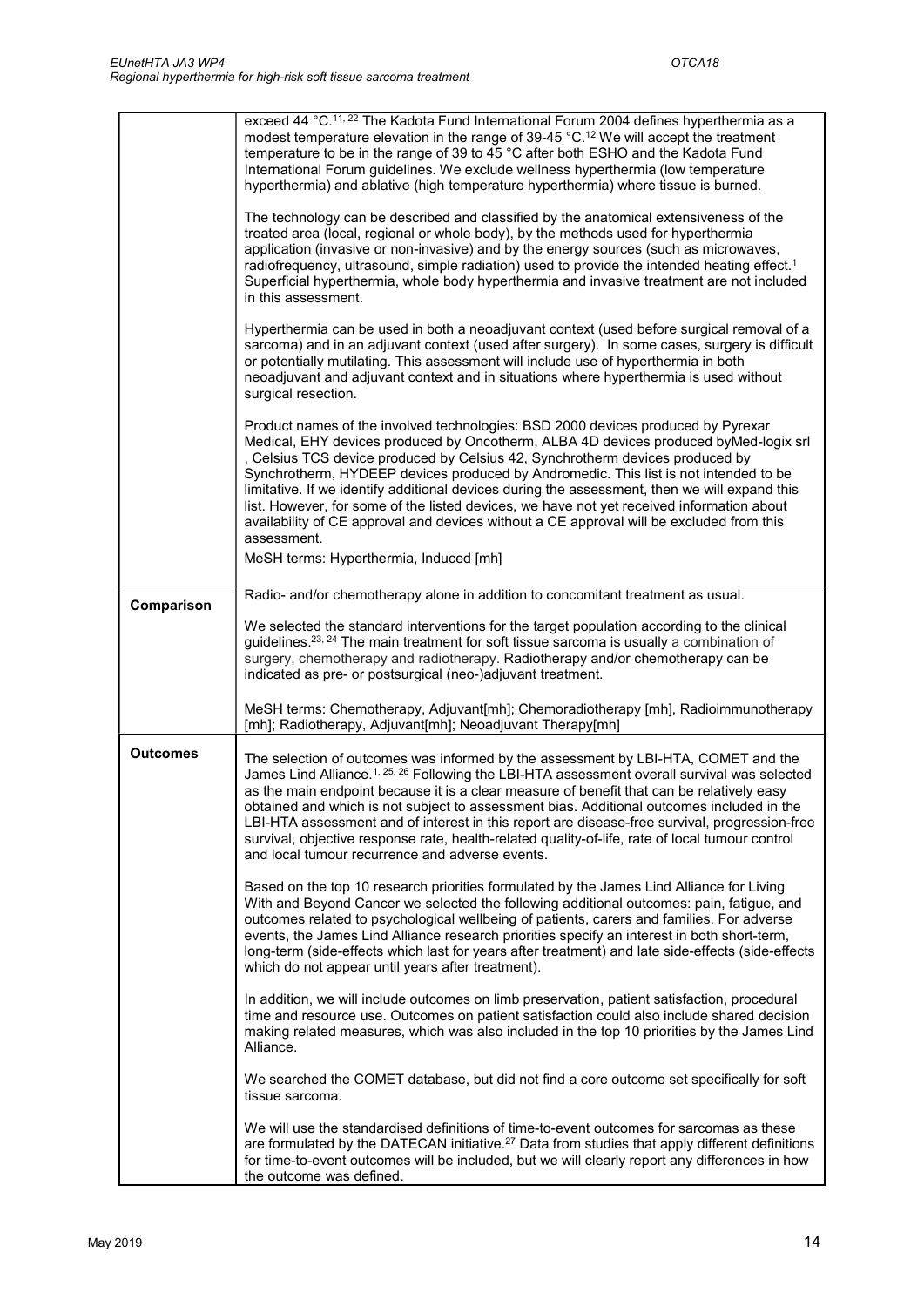| | |
|---|---|
| | exceed 44 °C.[11, 22] The Kadota Fund International Forum 2004 defines hyperthermia as a modest temperature elevation in the range of 39-45 °C.[12] We will accept the treatment temperature to be in the range of 39 to 45 °C after both ESHO and the Kadota Fund International Forum guidelines. We exclude wellness hyperthermia (low temperature hyperthermia) and ablative (high temperature hyperthermia) where tissue is burned.<br><br>The technology can be described and classified by the anatomical extensiveness of the treated area (local, regional or whole body), by the methods used for hyperthermia application (invasive or non-invasive) and by the energy sources (such as microwaves, radiofrequency, ultrasound, simple radiation) used to provide the intended heating effect.[1] Superficial hyperthermia, whole body hyperthermia and invasive treatment are not included in this assessment.<br><br>Hyperthermia can be used in both a neoadjuvant context (used before surgical removal of a sarcoma) and in an adjuvant context (used after surgery). In some cases, surgery is difficult or potentially mutilating. This assessment will include use of hyperthermia in both neoadjuvant and adjuvant context and in situations where hyperthermia is used without surgical resection.<br><br>Product names of the involved technologies: BSD 2000 devices produced by Pyrexar Medical, EHY devices produced by Oncotherm, ALBA 4D devices produced byMed-logix srl , Celsius TCS device produced by Celsius 42, Synchrotherm devices produced by Synchrotherm, HYDEEP devices produced by Andromedic. This list is not intended to be limitative. If we identify additional devices during the assessment, then we will expand this list. However, for some of the listed devices, we have not yet received information about availability of CE approval and devices without a CE approval will be excluded from this assessment.<br><br>MeSH terms: Hyperthermia, Induced [mh] |
| **Comparison** | Radio- and/or chemotherapy alone in addition to concomitant treatment as usual.<br><br>We selected the standard interventions for the target population according to the clinical guidelines.[23, 24] The main treatment for soft tissue sarcoma is usually a combination of surgery, chemotherapy and radiotherapy. Radiotherapy and/or chemotherapy can be indicated as pre- or postsurgical (neo-)adjuvant treatment.<br><br>MeSH terms: Chemotherapy, Adjuvant[mh]; Chemoradiotherapy [mh], Radioimmunotherapy [mh]; Radiotherapy, Adjuvant[mh]; Neoadjuvant Therapy[mh] |
| **Outcomes** | The selection of outcomes was informed by the assessment by LBI-HTA, COMET and the James Lind Alliance.[1, 25, 26] Following the LBI-HTA assessment overall survival was selected as the main endpoint because it is a clear measure of benefit that can be relatively easy obtained and which is not subject to assessment bias. Additional outcomes included in the LBI-HTA assessment and of interest in this report are disease-free survival, progression-free survival, objective response rate, health-related quality-of-life, rate of local tumour control and local tumour recurrence and adverse events.<br><br>Based on the top 10 research priorities formulated by the James Lind Alliance for Living With and Beyond Cancer we selected the following additional outcomes: pain, fatigue, and outcomes related to psychological wellbeing of patients, carers and families. For adverse events, the James Lind Alliance research priorities specify an interest in both short-term, long-term (side-effects which last for years after treatment) and late side-effects (side-effects which do not appear until years after treatment).<br><br>In addition, we will include outcomes on limb preservation, patient satisfaction, procedural time and resource use. Outcomes on patient satisfaction could also include shared decision making related measures, which was also included in the top 10 priorities by the James Lind Alliance.<br><br>We searched the COMET database, but did not find a core outcome set specifically for soft tissue sarcoma.<br><br>We will use the standardised definitions of time-to-event outcomes for sarcomas as these are formulated by the DATECAN initiative.[27] Data from studies that apply different definitions for time-to-event outcomes will be included, but we will clearly report any differences in how the outcome was defined. |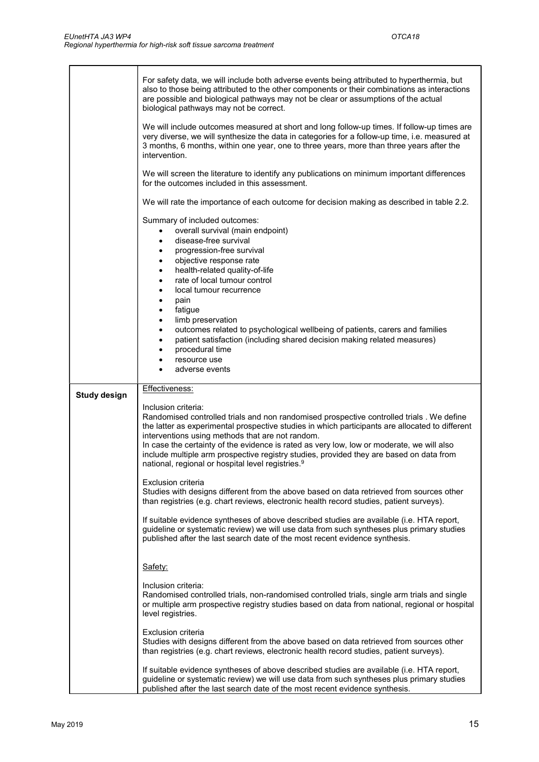| | |
|---|---|
| | For safety data, we will include both adverse events being attributed to hyperthermia, but also to those being attributed to the other components or their combinations as interactions are possible and biological pathways may not be clear or assumptions of the actual biological pathways may not be correct.<br><br>We will include outcomes measured at short and long follow-up times. If follow-up times are very diverse, we will synthesize the data in categories for a follow-up time, i.e. measured at 3 months, 6 months, within one year, one to three years, more than three years after the intervention.<br><br>We will screen the literature to identify any publications on minimum important differences for the outcomes included in this assessment.<br><br>We will rate the importance of each outcome for decision making as described in table 2.2.<br><br>Summary of included outcomes:<br>• overall survival (main endpoint)<br>• disease-free survival<br>• progression-free survival<br>• objective response rate<br>• health-related quality-of-life<br>• rate of local tumour control<br>• local tumour recurrence<br>• pain<br>• fatigue<br>• limb preservation<br>• outcomes related to psychological wellbeing of patients, carers and families<br>• patient satisfaction (including shared decision making related measures)<br>• procedural time<br>• resource use<br>• adverse events |
| **Study design** | Effectiveness:<br><br>Inclusion criteria:<br>Randomised controlled trials and non randomised prospective controlled trials . We define the latter as experimental prospective studies in which participants are allocated to different interventions using methods that are not random.<br>In case the certainty of the evidence is rated as very low, low or moderate, we will also include multiple arm prospective registry studies, provided they are based on data from national, regional or hospital level registries.[9]<br><br>Exclusion criteria<br>Studies with designs different from the above based on data retrieved from sources other than registries (e.g. chart reviews, electronic health record studies, patient surveys).<br><br>If suitable evidence syntheses of above described studies are available (i.e. HTA report, guideline or systematic review) we will use data from such syntheses plus primary studies published after the last search date of the most recent evidence synthesis.<br><br>Safety:<br><br>Inclusion criteria:<br>Randomised controlled trials, non-randomised controlled trials, single arm trials and single or multiple arm prospective registry studies based on data from national, regional or hospital level registries.<br><br>Exclusion criteria<br>Studies with designs different from the above based on data retrieved from sources other than registries (e.g. chart reviews, electronic health record studies, patient surveys).<br><br>If suitable evidence syntheses of above described studies are available (i.e. HTA report, guideline or systematic review) we will use data from such syntheses plus primary studies published after the last search date of the most recent evidence synthesis. |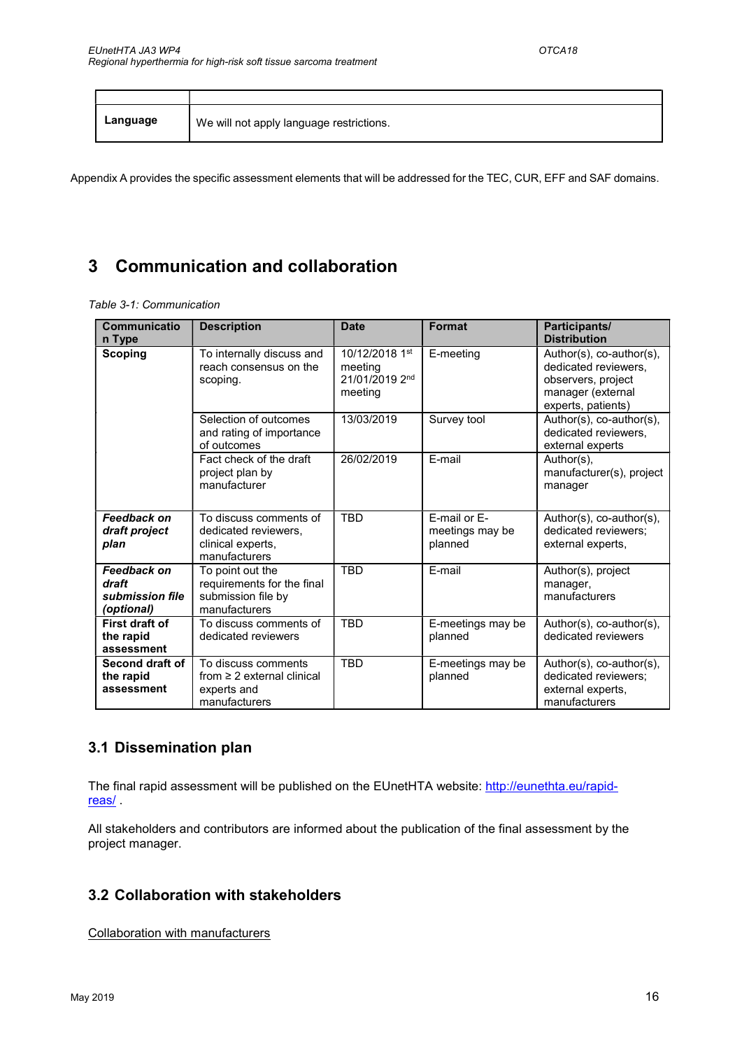| | |
|---|---|
| **Language** | We will not apply language restrictions. |

Appendix A provides the specific assessment elements that will be addressed for the TEC, CUR, EFF and SAF domains.

# 3 Communication and collaboration

*Table 3-1: Communication*

| Communication Type | Description | Date | Format | Participants/ Distribution |
|---|---|---|---|---|
| **Scoping** | To internally discuss and reach consensus on the scoping. | 10/12/2018 1st meeting 21/01/2019 2nd meeting | E-meeting | Author(s), co-author(s), dedicated reviewers, observers, project manager (external experts, patients) |
| | Selection of outcomes and rating of importance of outcomes | 13/03/2019 | Survey tool | Author(s), co-author(s), dedicated reviewers, external experts |
| | Fact check of the draft project plan by manufacturer | 26/02/2019 | E-mail | Author(s), manufacturer(s), project manager |
| ***Feedback on draft project plan*** | To discuss comments of dedicated reviewers, clinical experts, manufacturers | TBD | E-mail or E-meetings may be planned | Author(s), co-author(s), dedicated reviewers; external experts, |
| ***Feedback on draft submission file (optional)*** | To point out the requirements for the final submission file by manufacturers | TBD | E-mail | Author(s), project manager, manufacturers |
| **First draft of the rapid assessment** | To discuss comments of dedicated reviewers | TBD | E-meetings may be planned | Author(s), co-author(s), dedicated reviewers |
| **Second draft of the rapid assessment** | To discuss comments from ≥ 2 external clinical experts and manufacturers | TBD | E-meetings may be planned | Author(s), co-author(s), dedicated reviewers; external experts, manufacturers |

## 3.1 Dissemination plan

The final rapid assessment will be published on the EUnetHTA website: [http://eunethta.eu/rapid-reas/](http://eunethta.eu/rapid-reas/) .

All stakeholders and contributors are informed about the publication of the final assessment by the project manager.

## 3.2 Collaboration with stakeholders

Collaboration with manufacturers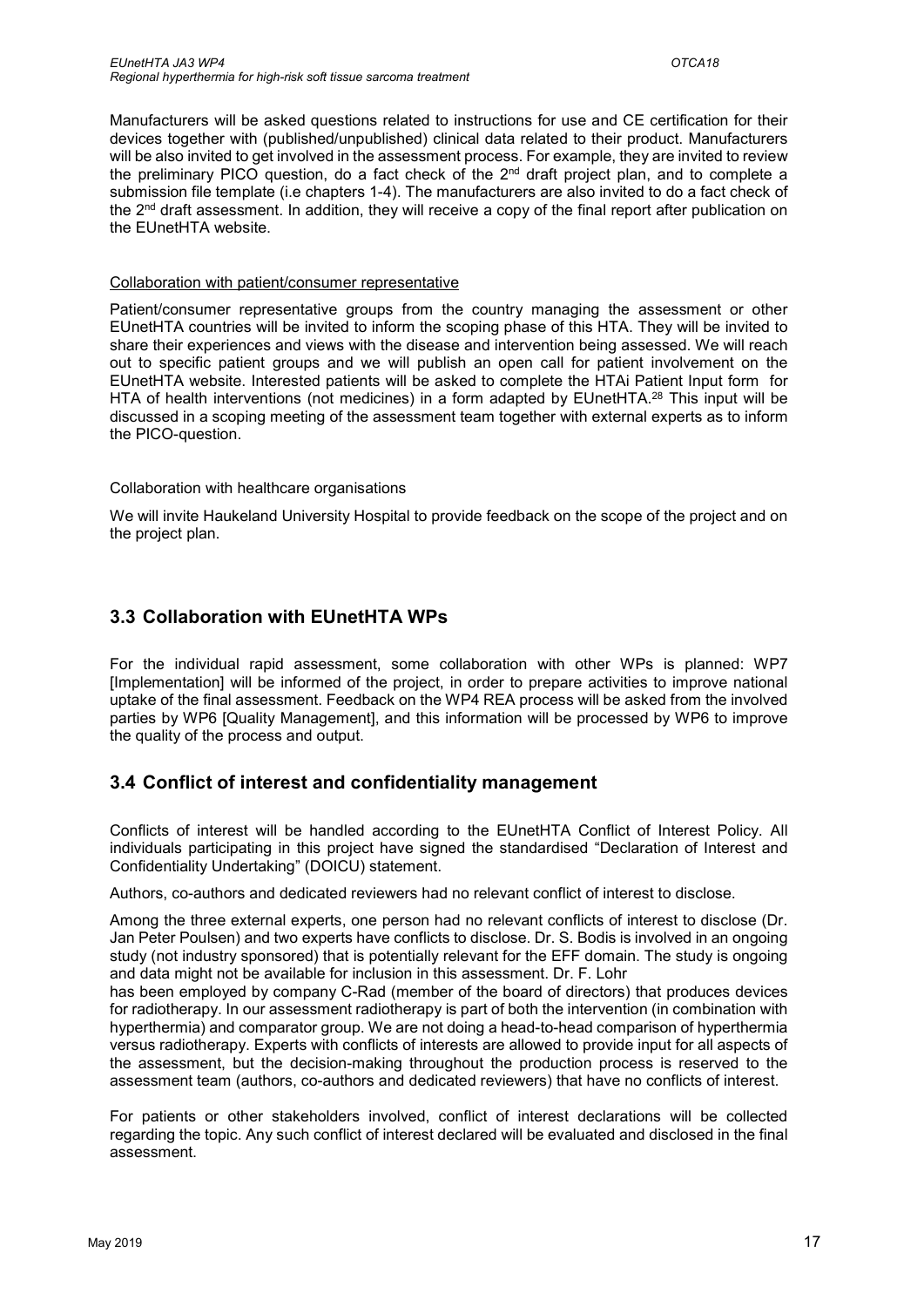Manufacturers will be asked questions related to instructions for use and CE certification for their devices together with (published/unpublished) clinical data related to their product. Manufacturers will be also invited to get involved in the assessment process. For example, they are invited to review the preliminary PICO question, do a fact check of the 2nd draft project plan, and to complete a submission file template (i.e chapters 1-4). The manufacturers are also invited to do a fact check of the 2nd draft assessment. In addition, they will receive a copy of the final report after publication on the EUnetHTA website.

Collaboration with patient/consumer representative

Patient/consumer representative groups from the country managing the assessment or other EUnetHTA countries will be invited to inform the scoping phase of this HTA. They will be invited to share their experiences and views with the disease and intervention being assessed. We will reach out to specific patient groups and we will publish an open call for patient involvement on the EUnetHTA website. Interested patients will be asked to complete the HTAi Patient Input form for HTA of health interventions (not medicines) in a form adapted by EUnetHTA.[28] This input will be discussed in a scoping meeting of the assessment team together with external experts as to inform the PICO-question.

Collaboration with healthcare organisations

We will invite Haukeland University Hospital to provide feedback on the scope of the project and on the project plan.

## 3.3 Collaboration with EUnetHTA WPs

For the individual rapid assessment, some collaboration with other WPs is planned: WP7 [Implementation] will be informed of the project, in order to prepare activities to improve national uptake of the final assessment. Feedback on the WP4 REA process will be asked from the involved parties by WP6 [Quality Management], and this information will be processed by WP6 to improve the quality of the process and output.

## 3.4 Conflict of interest and confidentiality management

Conflicts of interest will be handled according to the EUnetHTA Conflict of Interest Policy. All individuals participating in this project have signed the standardised "Declaration of Interest and Confidentiality Undertaking" (DOICU) statement.

Authors, co-authors and dedicated reviewers had no relevant conflict of interest to disclose.

Among the three external experts, one person had no relevant conflicts of interest to disclose (Dr. Jan Peter Poulsen) and two experts have conflicts to disclose. Dr. S. Bodis is involved in an ongoing study (not industry sponsored) that is potentially relevant for the EFF domain. The study is ongoing and data might not be available for inclusion in this assessment. Dr. F. Lohr has been employed by company C-Rad (member of the board of directors) that produces devices for radiotherapy. In our assessment radiotherapy is part of both the intervention (in combination with hyperthermia) and comparator group. We are not doing a head-to-head comparison of hyperthermia versus radiotherapy. Experts with conflicts of interests are allowed to provide input for all aspects of the assessment, but the decision-making throughout the production process is reserved to the assessment team (authors, co-authors and dedicated reviewers) that have no conflicts of interest.

For patients or other stakeholders involved, conflict of interest declarations will be collected regarding the topic. Any such conflict of interest declared will be evaluated and disclosed in the final assessment.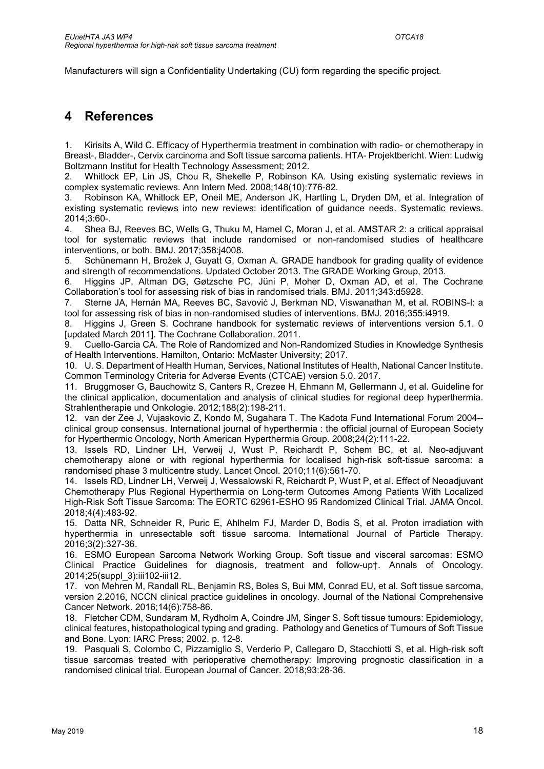Manufacturers will sign a Confidentiality Undertaking (CU) form regarding the specific project.

# 4 References

1. Kirisits A, Wild C. Efficacy of Hyperthermia treatment in combination with radio- or chemotherapy in Breast-, Bladder-, Cervix carcinoma and Soft tissue sarcoma patients. HTA- Projektbericht. Wien: Ludwig Boltzmann Institut for Health Technology Assessment; 2012.
2. Whitlock EP, Lin JS, Chou R, Shekelle P, Robinson KA. Using existing systematic reviews in complex systematic reviews. Ann Intern Med. 2008;148(10):776-82.
3. Robinson KA, Whitlock EP, Oneil ME, Anderson JK, Hartling L, Dryden DM, et al. Integration of existing systematic reviews into new reviews: identification of guidance needs. Systematic reviews. 2014;3:60-.
4. Shea BJ, Reeves BC, Wells G, Thuku M, Hamel C, Moran J, et al. AMSTAR 2: a critical appraisal tool for systematic reviews that include randomised or non-randomised studies of healthcare interventions, or both. BMJ. 2017;358:j4008.
5. Schünemann H, Brożek J, Guyatt G, Oxman A. GRADE handbook for grading quality of evidence and strength of recommendations. Updated October 2013. The GRADE Working Group, 2013.
6. Higgins JP, Altman DG, Gøtzsche PC, Jüni P, Moher D, Oxman AD, et al. The Cochrane Collaboration's tool for assessing risk of bias in randomised trials. BMJ. 2011;343:d5928.
7. Sterne JA, Hernán MA, Reeves BC, Savović J, Berkman ND, Viswanathan M, et al. ROBINS-I: a tool for assessing risk of bias in non-randomised studies of interventions. BMJ. 2016;355:i4919.
8. Higgins J, Green S. Cochrane handbook for systematic reviews of interventions version 5.1. 0 [updated March 2011]. The Cochrane Collaboration. 2011.
9. Cuello-Garcia CA. The Role of Randomized and Non-Randomized Studies in Knowledge Synthesis of Health Interventions. Hamilton, Ontario: McMaster University; 2017.
10. U. S. Department of Health Human, Services, National Institutes of Health, National Cancer Institute. Common Terminology Criteria for Adverse Events (CTCAE) version 5.0. 2017.
11. Bruggmoser G, Bauchowitz S, Canters R, Crezee H, Ehmann M, Gellermann J, et al. Guideline for the clinical application, documentation and analysis of clinical studies for regional deep hyperthermia. Strahlentherapie und Onkologie. 2012;188(2):198-211.
12. van der Zee J, Vujaskovic Z, Kondo M, Sugahara T. The Kadota Fund International Forum 2004--clinical group consensus. International journal of hyperthermia : the official journal of European Society for Hyperthermic Oncology, North American Hyperthermia Group. 2008;24(2):111-22.
13. Issels RD, Lindner LH, Verweij J, Wust P, Reichardt P, Schem BC, et al. Neo-adjuvant chemotherapy alone or with regional hyperthermia for localised high-risk soft-tissue sarcoma: a randomised phase 3 multicentre study. Lancet Oncol. 2010;11(6):561-70.
14. Issels RD, Lindner LH, Verweij J, Wessalowski R, Reichardt P, Wust P, et al. Effect of Neoadjuvant Chemotherapy Plus Regional Hyperthermia on Long-term Outcomes Among Patients With Localized High-Risk Soft Tissue Sarcoma: The EORTC 62961-ESHO 95 Randomized Clinical Trial. JAMA Oncol. 2018;4(4):483-92.
15. Datta NR, Schneider R, Puric E, Ahlhelm FJ, Marder D, Bodis S, et al. Proton irradiation with hyperthermia in unresectable soft tissue sarcoma. International Journal of Particle Therapy. 2016;3(2):327-36.
16. ESMO European Sarcoma Network Working Group. Soft tissue and visceral sarcomas: ESMO Clinical Practice Guidelines for diagnosis, treatment and follow-up†. Annals of Oncology. 2014;25(suppl_3):iii102-iii12.
17. von Mehren M, Randall RL, Benjamin RS, Boles S, Bui MM, Conrad EU, et al. Soft tissue sarcoma, version 2.2016, NCCN clinical practice guidelines in oncology. Journal of the National Comprehensive Cancer Network. 2016;14(6):758-86.
18. Fletcher CDM, Sundaram M, Rydholm A, Coindre JM, Singer S. Soft tissue tumours: Epidemiology, clinical features, histopathological typing and grading. Pathology and Genetics of Tumours of Soft Tissue and Bone. Lyon: IARC Press; 2002. p. 12-8.
19. Pasquali S, Colombo C, Pizzamiglio S, Verderio P, Callegaro D, Stacchiotti S, et al. High-risk soft tissue sarcomas treated with perioperative chemotherapy: Improving prognostic classification in a randomised clinical trial. European Journal of Cancer. 2018;93:28-36.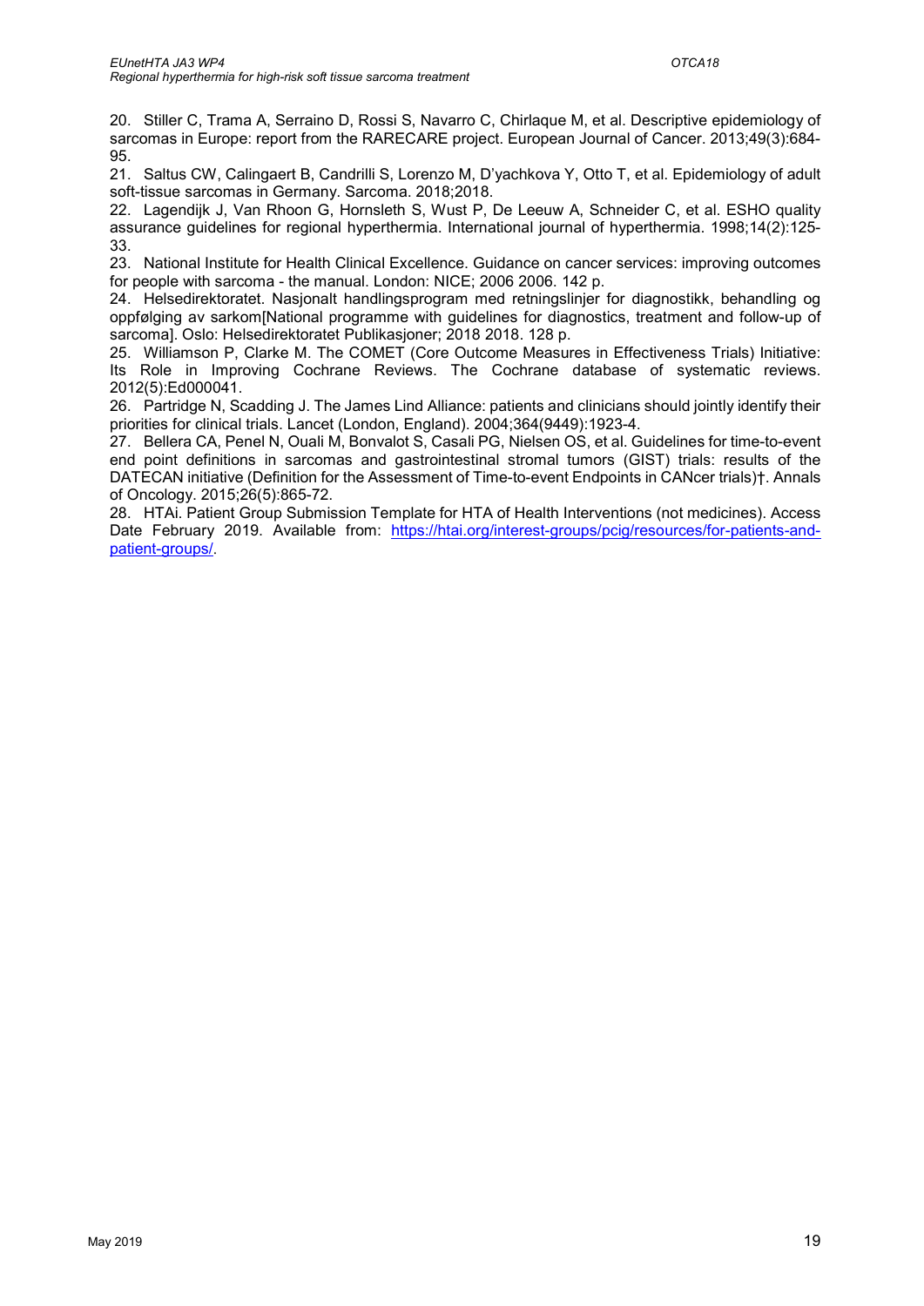20. Stiller C, Trama A, Serraino D, Rossi S, Navarro C, Chirlaque M, et al. Descriptive epidemiology of sarcomas in Europe: report from the RARECARE project. European Journal of Cancer. 2013;49(3):684-95.

21. Saltus CW, Calingaert B, Candrilli S, Lorenzo M, D'yachkova Y, Otto T, et al. Epidemiology of adult soft-tissue sarcomas in Germany. Sarcoma. 2018;2018.

22. Lagendijk J, Van Rhoon G, Hornsleth S, Wust P, De Leeuw A, Schneider C, et al. ESHO quality assurance guidelines for regional hyperthermia. International journal of hyperthermia. 1998;14(2):125-33.

23. National Institute for Health Clinical Excellence. Guidance on cancer services: improving outcomes for people with sarcoma - the manual. London: NICE; 2006 2006. 142 p.

24. Helsedirektoratet. Nasjonalt handlingsprogram med retningslinjer for diagnostikk, behandling og oppfølging av sarkom[National programme with guidelines for diagnostics, treatment and follow-up of sarcoma]. Oslo: Helsedirektoratet Publikasjoner; 2018 2018. 128 p.

25. Williamson P, Clarke M. The COMET (Core Outcome Measures in Effectiveness Trials) Initiative: Its Role in Improving Cochrane Reviews. The Cochrane database of systematic reviews. 2012(5):Ed000041.

26. Partridge N, Scadding J. The James Lind Alliance: patients and clinicians should jointly identify their priorities for clinical trials. Lancet (London, England). 2004;364(9449):1923-4.

27. Bellera CA, Penel N, Ouali M, Bonvalot S, Casali PG, Nielsen OS, et al. Guidelines for time-to-event end point definitions in sarcomas and gastrointestinal stromal tumors (GIST) trials: results of the DATECAN initiative (Definition for the Assessment of Time-to-event Endpoints in CANcer trials)†. Annals of Oncology. 2015;26(5):865-72.

28. HTAi. Patient Group Submission Template for HTA of Health Interventions (not medicines). Access Date February 2019. Available from: https://htai.org/interest-groups/pcig/resources/for-patients-and-patient-groups/.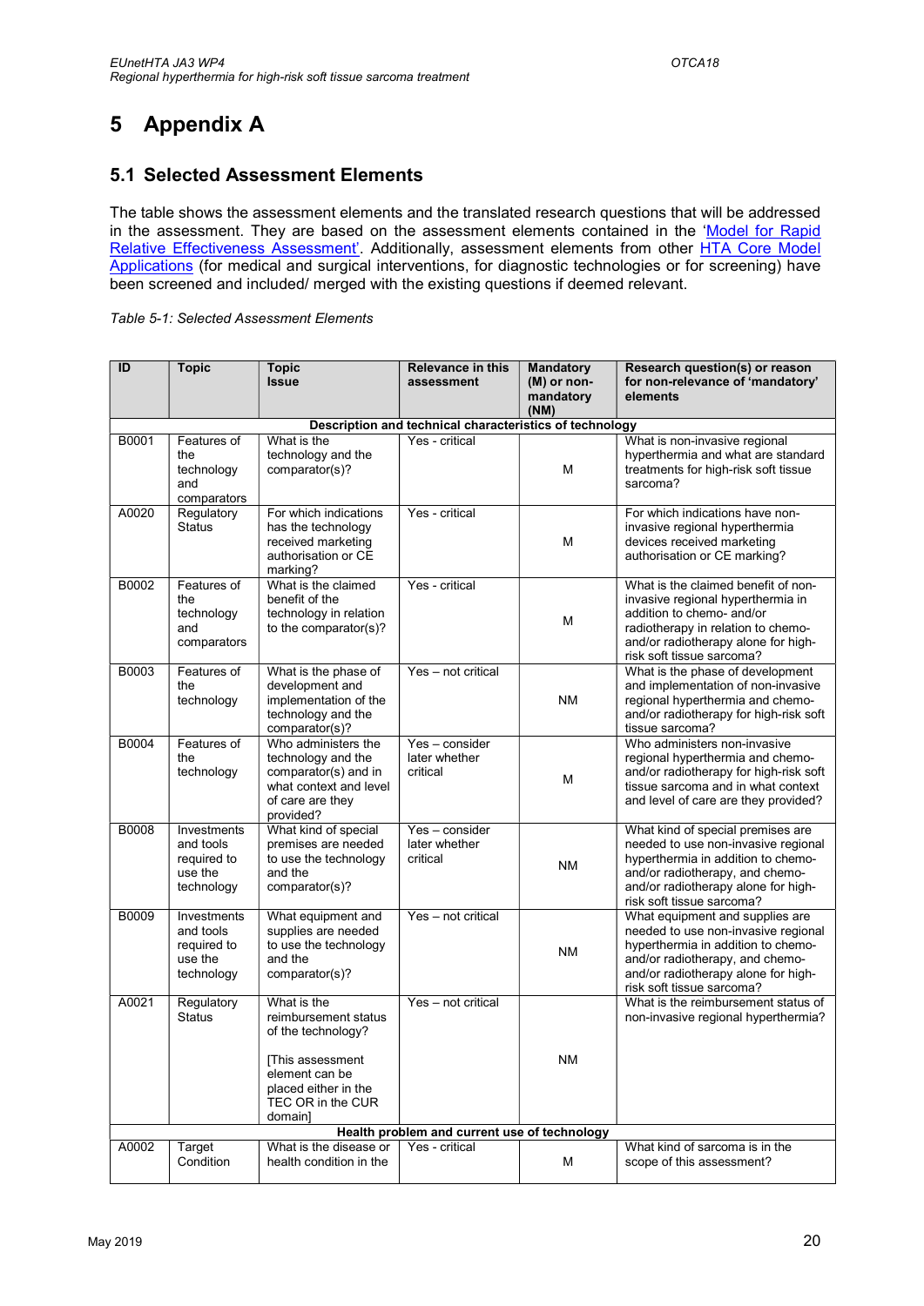# 5 Appendix A

## 5.1 Selected Assessment Elements

The table shows the assessment elements and the translated research questions that will be addressed in the assessment. They are based on the assessment elements contained in the 'Model for Rapid Relative Effectiveness Assessment'. Additionally, assessment elements from other HTA Core Model Applications (for medical and surgical interventions, for diagnostic technologies or for screening) have been screened and included/ merged with the existing questions if deemed relevant.

*Table 5-1: Selected Assessment Elements*

| ID | Topic | Topic Issue | Relevance in this assessment | Mandatory (M) or non-mandatory (NM) | Research question(s) or reason for non-relevance of 'mandatory' elements |
|---|---|---|---|---|---|
| **Description and technical characteristics of technology** | | | | | |
| B0001 | Features of the technology and comparators | What is the technology and the comparator(s)? | Yes - critical | M | What is non-invasive regional hyperthermia and what are standard treatments for high-risk soft tissue sarcoma? |
| A0020 | Regulatory Status | For which indications has the technology received marketing authorisation or CE marking? | Yes - critical | M | For which indications have non-invasive regional hyperthermia devices received marketing authorisation or CE marking? |
| B0002 | Features of the technology and comparators | What is the claimed benefit of the technology in relation to the comparator(s)? | Yes - critical | M | What is the claimed benefit of non-invasive regional hyperthermia in addition to chemo- and/or radiotherapy in relation to chemo- and/or radiotherapy alone for high-risk soft tissue sarcoma? |
| B0003 | Features of the technology | What is the phase of development and implementation of the technology and the comparator(s)? | Yes – not critical | NM | What is the phase of development and implementation of non-invasive regional hyperthermia and chemo- and/or radiotherapy for high-risk soft tissue sarcoma? |
| B0004 | Features of the technology | Who administers the technology and the comparator(s) and in what context and level of care are they provided? | Yes – consider later whether critical | M | Who administers non-invasive regional hyperthermia and chemo- and/or radiotherapy for high-risk soft tissue sarcoma and in what context and level of care are they provided? |
| B0008 | Investments and tools required to use the technology | What kind of special premises are needed to use the technology and the comparator(s)? | Yes – consider later whether critical | NM | What kind of special premises are needed to use non-invasive regional hyperthermia in addition to chemo- and/or radiotherapy, and chemo- and/or radiotherapy alone for high-risk soft tissue sarcoma? |
| B0009 | Investments and tools required to use the technology | What equipment and supplies are needed to use the technology and the comparator(s)? | Yes – not critical | NM | What equipment and supplies are needed to use non-invasive regional hyperthermia in addition to chemo- and/or radiotherapy, and chemo- and/or radiotherapy alone for high-risk soft tissue sarcoma? |
| A0021 | Regulatory Status | What is the reimbursement status of the technology?<br><br>[This assessment element can be placed either in the TEC OR in the CUR domain] | Yes – not critical | NM | What is the reimbursement status of non-invasive regional hyperthermia? |
| **Health problem and current use of technology** | | | | | |
| A0002 | Target Condition | What is the disease or health condition in the | Yes - critical | M | What kind of sarcoma is in the scope of this assessment? |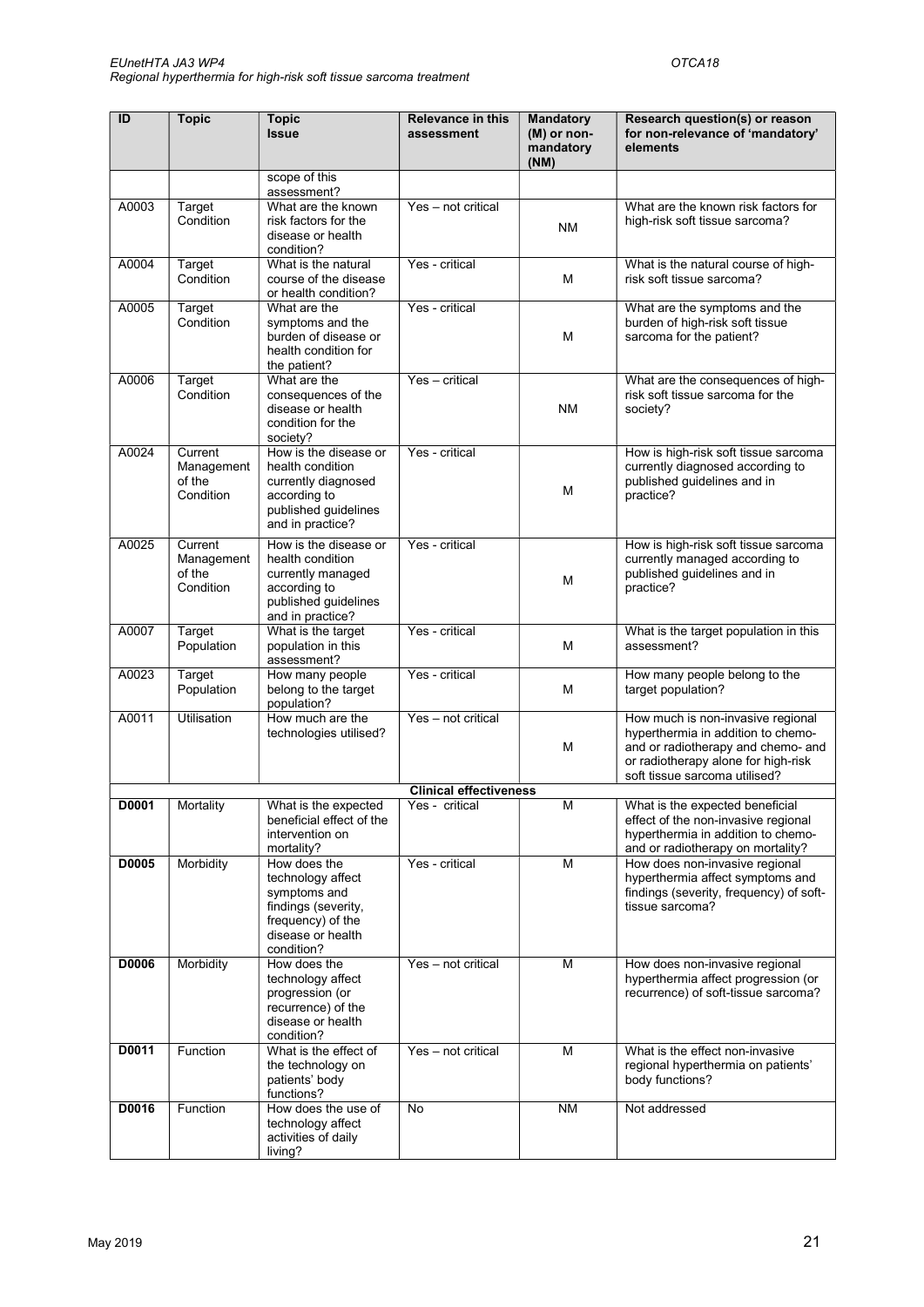| ID | Topic | Topic Issue | Relevance in this assessment | Mandatory (M) or non-mandatory (NM) | Research question(s) or reason for non-relevance of 'mandatory' elements |
|---|---|---|---|---|---|
| | | scope of this assessment? | | | |
| A0003 | Target Condition | What are the known risk factors for the disease or health condition? | Yes – not critical | NM | What are the known risk factors for high-risk soft tissue sarcoma? |
| A0004 | Target Condition | What is the natural course of the disease or health condition? | Yes - critical | M | What is the natural course of high-risk soft tissue sarcoma? |
| A0005 | Target Condition | What are the symptoms and the burden of disease or health condition for the patient? | Yes - critical | M | What are the symptoms and the burden of high-risk soft tissue sarcoma for the patient? |
| A0006 | Target Condition | What are the consequences of the disease or health condition for the society? | Yes – critical | NM | What are the consequences of high-risk soft tissue sarcoma for the society? |
| A0024 | Current Management of the Condition | How is the disease or health condition currently diagnosed according to published guidelines and in practice? | Yes - critical | M | How is high-risk soft tissue sarcoma currently diagnosed according to published guidelines and in practice? |
| A0025 | Current Management of the Condition | How is the disease or health condition currently managed according to published guidelines and in practice? | Yes - critical | M | How is high-risk soft tissue sarcoma currently managed according to published guidelines and in practice? |
| A0007 | Target Population | What is the target population in this assessment? | Yes - critical | M | What is the target population in this assessment? |
| A0023 | Target Population | How many people belong to the target population? | Yes - critical | M | How many people belong to the target population? |
| A0011 | Utilisation | How much are the technologies utilised? | Yes – not critical | M | How much is non-invasive regional hyperthermia in addition to chemo- and or radiotherapy and chemo- and or radiotherapy alone for high-risk soft tissue sarcoma utilised? |
| | | | **Clinical effectiveness** | | |
| **D0001** | Mortality | What is the expected beneficial effect of the intervention on mortality? | Yes - critical | M | What is the expected beneficial effect of the non-invasive regional hyperthermia in addition to chemo- and or radiotherapy on mortality? |
| **D0005** | Morbidity | How does the technology affect symptoms and findings (severity, frequency) of the disease or health condition? | Yes - critical | M | How does non-invasive regional hyperthermia affect symptoms and findings (severity, frequency) of soft-tissue sarcoma? |
| **D0006** | Morbidity | How does the technology affect progression (or recurrence) of the disease or health condition? | Yes – not critical | M | How does non-invasive regional hyperthermia affect progression (or recurrence) of soft-tissue sarcoma? |
| **D0011** | Function | What is the effect of the technology on patients' body functions? | Yes – not critical | M | What is the effect non-invasive regional hyperthermia on patients' body functions? |
| **D0016** | Function | How does the use of technology affect activities of daily living? | No | NM | Not addressed |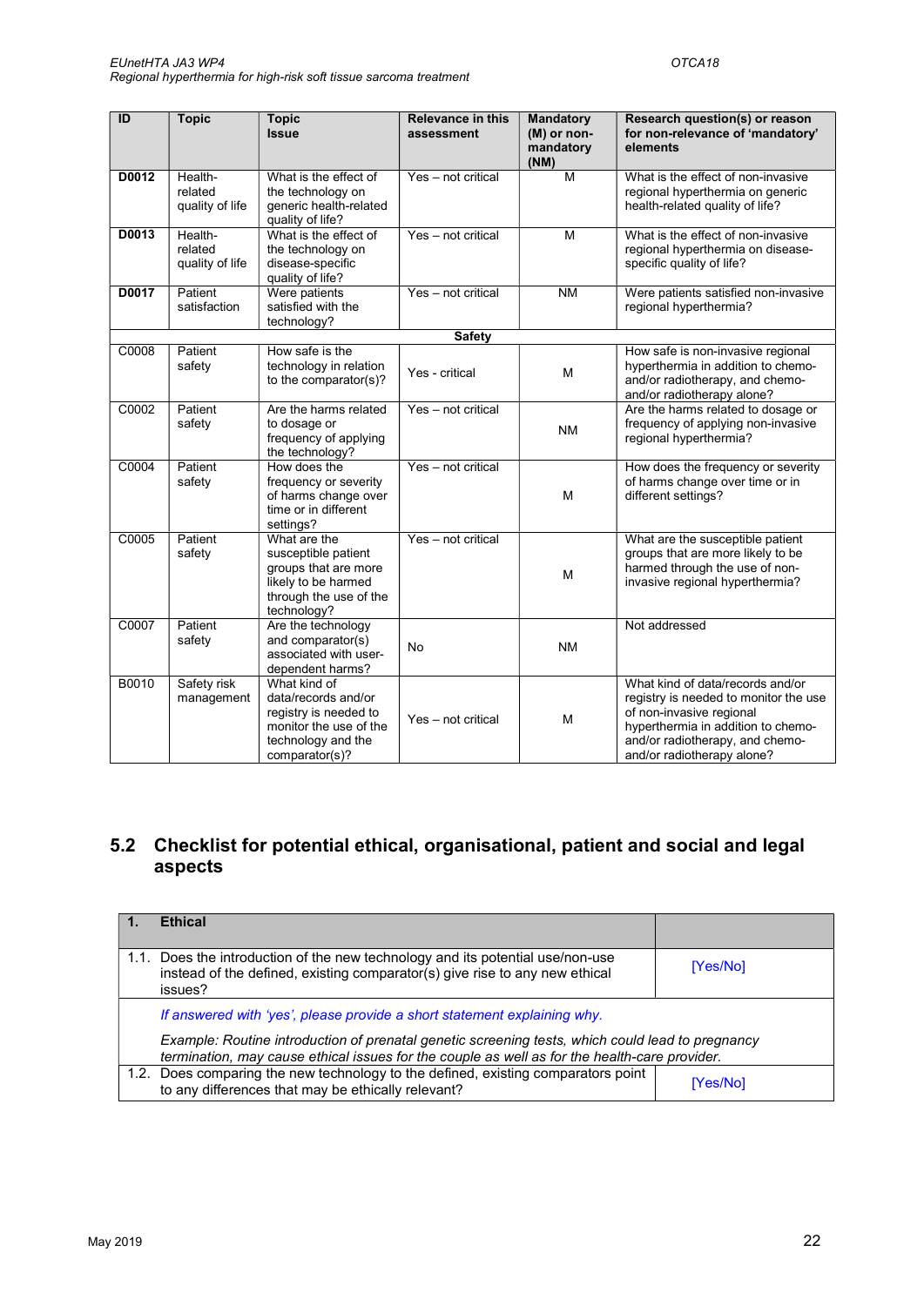| ID | Topic | Topic Issue | Relevance in this assessment | Mandatory (M) or non-mandatory (NM) | Research question(s) or reason for non-relevance of 'mandatory' elements |
|---|---|---|---|---|---|
| **D0012** | Health-related quality of life | What is the effect of the technology on generic health-related quality of life? | Yes – not critical | M | What is the effect of non-invasive regional hyperthermia on generic health-related quality of life? |
| **D0013** | Health-related quality of life | What is the effect of the technology on disease-specific quality of life? | Yes – not critical | M | What is the effect of non-invasive regional hyperthermia on disease-specific quality of life? |
| **D0017** | Patient satisfaction | Were patients satisfied with the technology? | Yes – not critical | NM | Were patients satisfied non-invasive regional hyperthermia? |
| | | | **Safety** | | |
| C0008 | Patient safety | How safe is the technology in relation to the comparator(s)? | Yes - critical | M | How safe is non-invasive regional hyperthermia in addition to chemo- and/or radiotherapy, and chemo- and/or radiotherapy alone? |
| C0002 | Patient safety | Are the harms related to dosage or frequency of applying the technology? | Yes – not critical | NM | Are the harms related to dosage or frequency of applying non-invasive regional hyperthermia? |
| C0004 | Patient safety | How does the frequency or severity of harms change over time or in different settings? | Yes – not critical | M | How does the frequency or severity of harms change over time or in different settings? |
| C0005 | Patient safety | What are the susceptible patient groups that are more likely to be harmed through the use of the technology? | Yes – not critical | M | What are the susceptible patient groups that are more likely to be harmed through the use of non-invasive regional hyperthermia? |
| C0007 | Patient safety | Are the technology and comparator(s) associated with user-dependent harms? | No | NM | Not addressed |
| B0010 | Safety risk management | What kind of data/records and/or registry is needed to monitor the use of the technology and the comparator(s)? | Yes – not critical | M | What kind of data/records and/or registry is needed to monitor the use of non-invasive regional hyperthermia in addition to chemo- and/or radiotherapy, and chemo- and/or radiotherapy alone? |

## 5.2 Checklist for potential ethical, organisational, patient and social and legal aspects

| **1.** | **Ethical** | |
|---|---|---|
| 1.1. | Does the introduction of the new technology and its potential use/non-use instead of the defined, existing comparator(s) give rise to any new ethical issues? | [Yes/No] |
| | *If answered with 'yes', please provide a short statement explaining why.*<br>*Example: Routine introduction of prenatal genetic screening tests, which could lead to pregnancy termination, may cause ethical issues for the couple as well as for the health-care provider.* | |
| 1.2. | Does comparing the new technology to the defined, existing comparators point to any differences that may be ethically relevant? | [Yes/No] |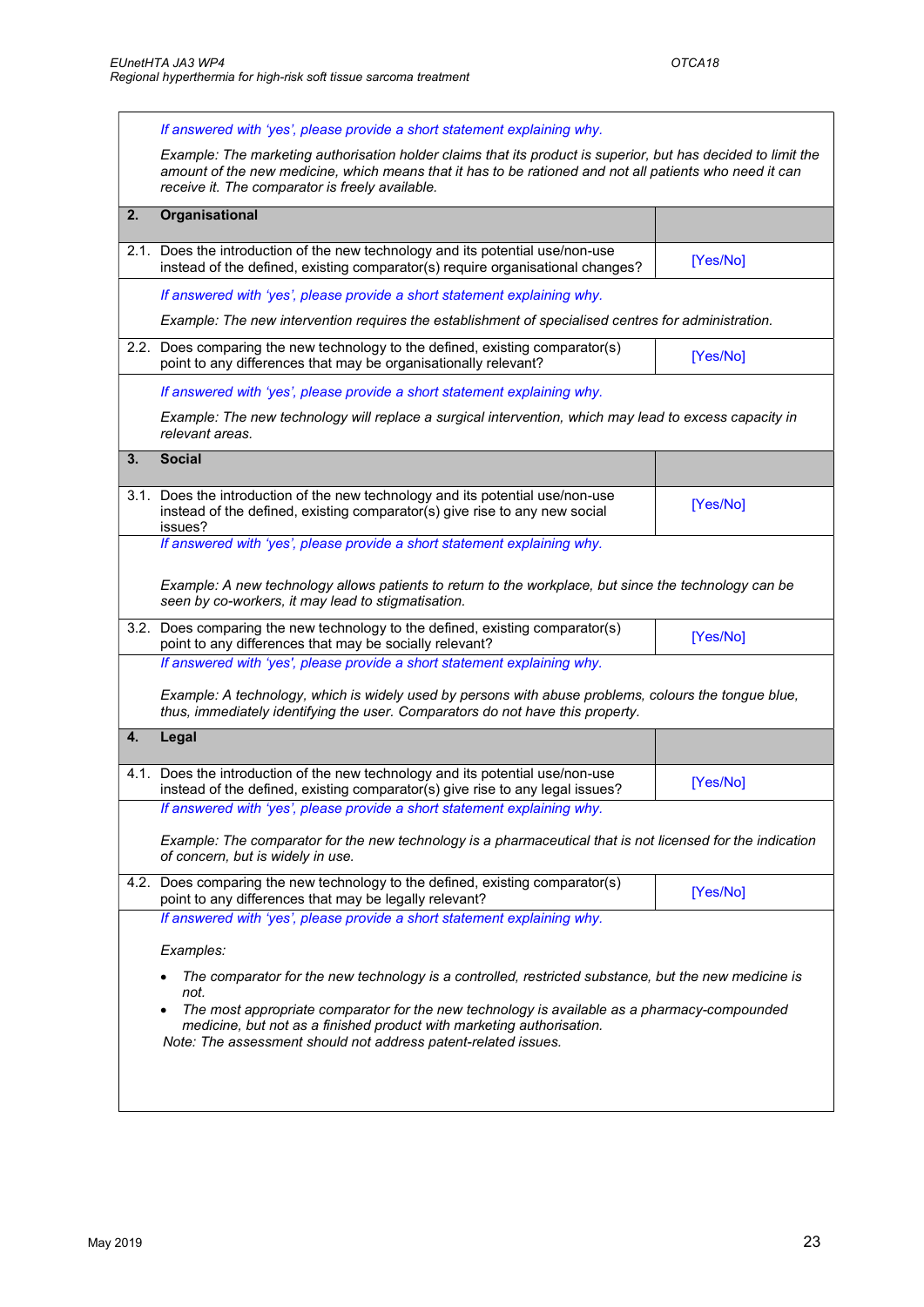| | | |
|---|---|---|
| | *If answered with 'yes', please provide a short statement explaining why.*<br><br>*Example: The marketing authorisation holder claims that its product is superior, but has decided to limit the amount of the new medicine, which means that it has to be rationed and not all patients who need it can receive it. The comparator is freely available.* | |
| **2.** | **Organisational** | |
| 2.1. | Does the introduction of the new technology and its potential use/non-use instead of the defined, existing comparator(s) require organisational changes? | [Yes/No] |
| | *If answered with 'yes', please provide a short statement explaining why.*<br><br>*Example: The new intervention requires the establishment of specialised centres for administration.* | |
| 2.2. | Does comparing the new technology to the defined, existing comparator(s) point to any differences that may be organisationally relevant? | [Yes/No] |
| | *If answered with 'yes', please provide a short statement explaining why.*<br><br>*Example: The new technology will replace a surgical intervention, which may lead to excess capacity in relevant areas.* | |
| **3.** | **Social** | |
| 3.1. | Does the introduction of the new technology and its potential use/non-use instead of the defined, existing comparator(s) give rise to any new social issues? | [Yes/No] |
| | *If answered with 'yes', please provide a short statement explaining why.*<br><br>*Example: A new technology allows patients to return to the workplace, but since the technology can be seen by co-workers, it may lead to stigmatisation.* | |
| 3.2. | Does comparing the new technology to the defined, existing comparator(s) point to any differences that may be socially relevant? | [Yes/No] |
| | *If answered with 'yes', please provide a short statement explaining why.*<br><br>*Example: A technology, which is widely used by persons with abuse problems, colours the tongue blue, thus, immediately identifying the user. Comparators do not have this property.* | |
| **4.** | **Legal** | |
| 4.1. | Does the introduction of the new technology and its potential use/non-use instead of the defined, existing comparator(s) give rise to any legal issues? | [Yes/No] |
| | *If answered with 'yes', please provide a short statement explaining why.*<br><br>*Example: The comparator for the new technology is a pharmaceutical that is not licensed for the indication of concern, but is widely in use.* | |
| 4.2. | Does comparing the new technology to the defined, existing comparator(s) point to any differences that may be legally relevant? | [Yes/No] |
| | *If answered with 'yes', please provide a short statement explaining why.*<br><br>*Examples:*<br>• *The comparator for the new technology is a controlled, restricted substance, but the new medicine is not.*<br>• *The most appropriate comparator for the new technology is available as a pharmacy-compounded medicine, but not as a finished product with marketing authorisation.*<br>*Note: The assessment should not address patent-related issues.* | |